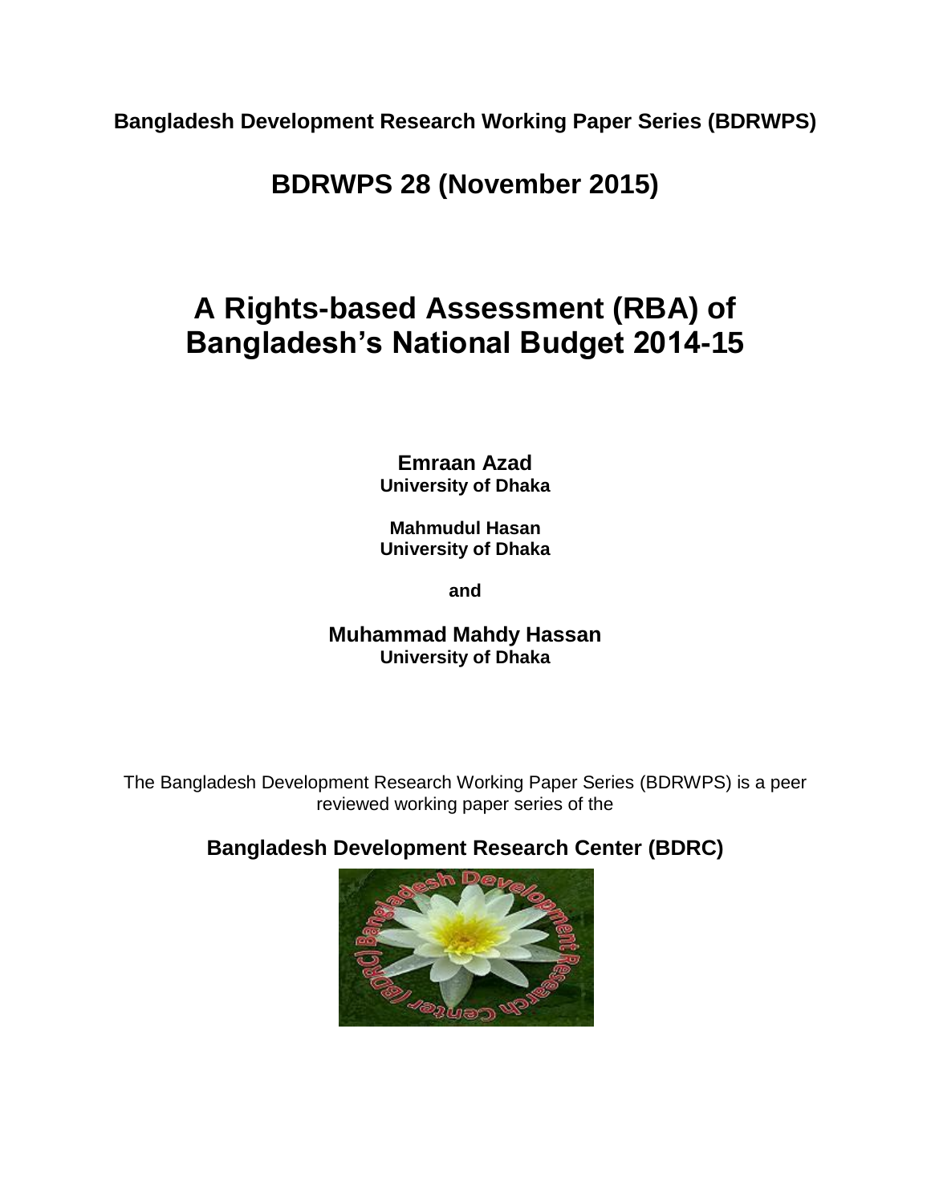**Bangladesh Development Research Working Paper Series (BDRWPS)**

## BDRWPS 28 (November 2015)

# A Rights-based Assessment (RBA) of Bangladesh's National Budget 2014-15

**Emraan Azad**
**University of Dhaka**

**Mahmudul Hasan**
**University of Dhaka**

**and**

**Muhammad Mahdy Hassan**
**University of Dhaka**

The Bangladesh Development Research Working Paper Series (BDRWPS) is a peer reviewed working paper series of the

**Bangladesh Development Research Center (BDRC)**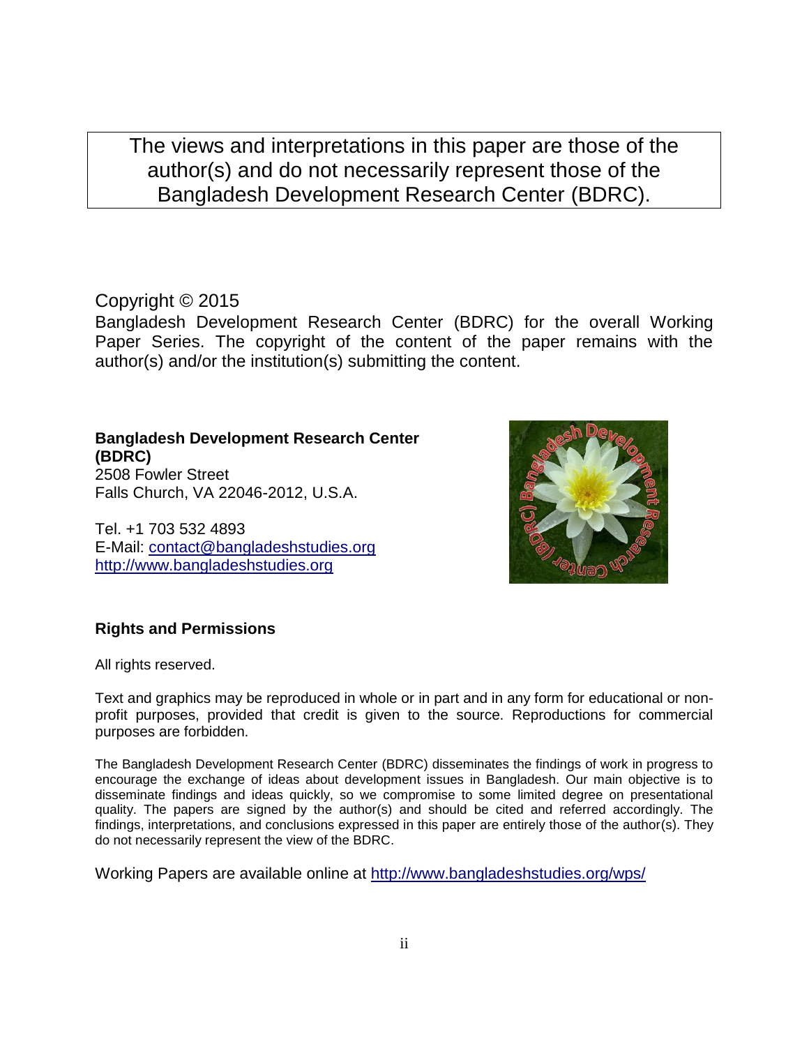The views and interpretations in this paper are those of the author(s) and do not necessarily represent those of the Bangladesh Development Research Center (BDRC).

Copyright © 2015

Bangladesh Development Research Center (BDRC) for the overall Working Paper Series. The copyright of the content of the paper remains with the author(s) and/or the institution(s) submitting the content.

**Bangladesh Development Research Center (BDRC)**
2508 Fowler Street
Falls Church, VA 22046-2012, U.S.A.

Tel. +1 703 532 4893
E-Mail: contact@bangladeshstudies.org
http://www.bangladeshstudies.org

**Rights and Permissions**

All rights reserved.

Text and graphics may be reproduced in whole or in part and in any form for educational or non-profit purposes, provided that credit is given to the source. Reproductions for commercial purposes are forbidden.

The Bangladesh Development Research Center (BDRC) disseminates the findings of work in progress to encourage the exchange of ideas about development issues in Bangladesh. Our main objective is to disseminate findings and ideas quickly, so we compromise to some limited degree on presentational quality. The papers are signed by the author(s) and should be cited and referred accordingly. The findings, interpretations, and conclusions expressed in this paper are entirely those of the author(s). They do not necessarily represent the view of the BDRC.

Working Papers are available online at http://www.bangladeshstudies.org/wps/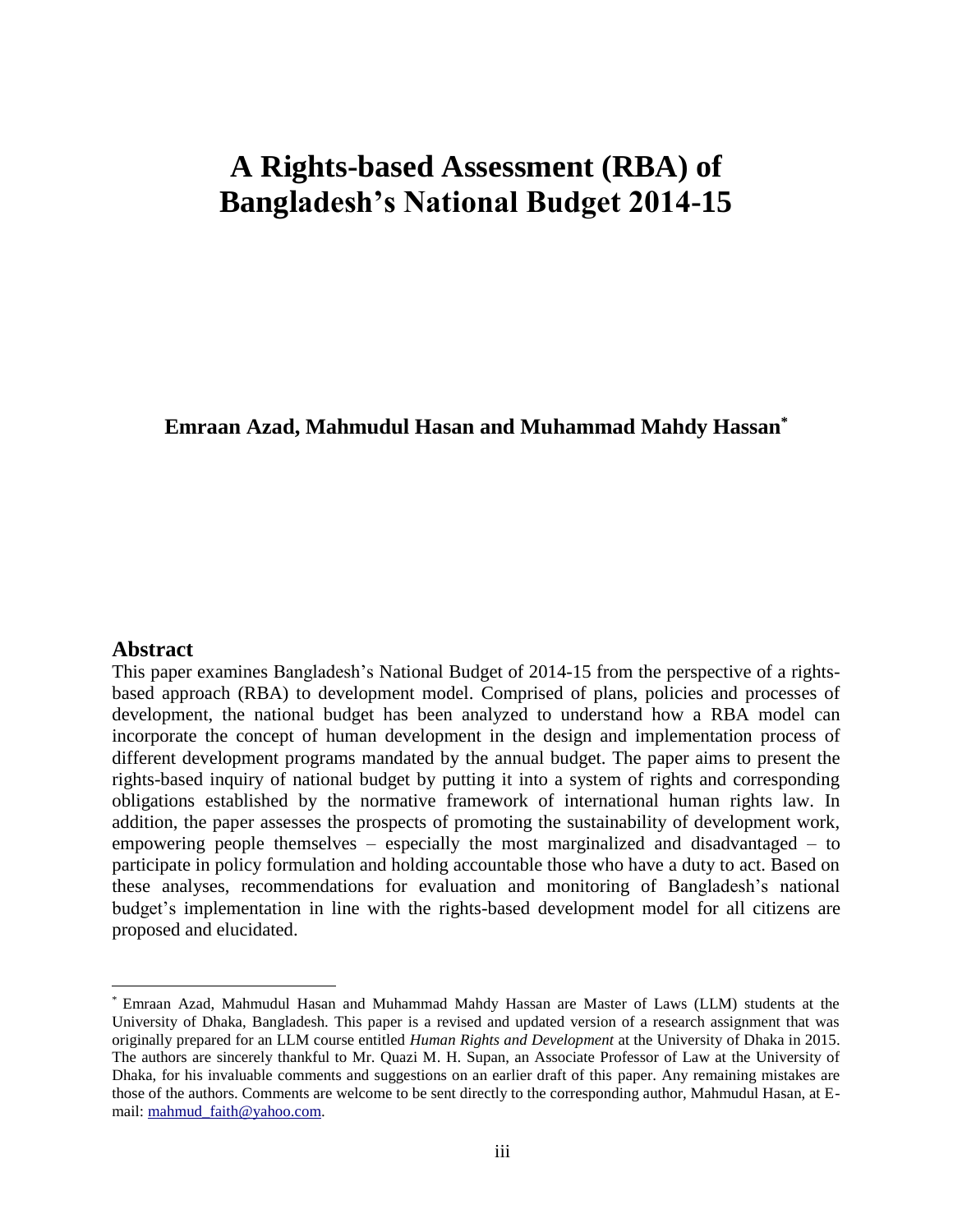# A Rights-based Assessment (RBA) of Bangladesh's National Budget 2014-15

**Emraan Azad, Mahmudul Hasan and Muhammad Mahdy Hassan***

## Abstract

This paper examines Bangladesh's National Budget of 2014-15 from the perspective of a rights-based approach (RBA) to development model. Comprised of plans, policies and processes of development, the national budget has been analyzed to understand how a RBA model can incorporate the concept of human development in the design and implementation process of different development programs mandated by the annual budget. The paper aims to present the rights-based inquiry of national budget by putting it into a system of rights and corresponding obligations established by the normative framework of international human rights law. In addition, the paper assesses the prospects of promoting the sustainability of development work, empowering people themselves – especially the most marginalized and disadvantaged – to participate in policy formulation and holding accountable those who have a duty to act. Based on these analyses, recommendations for evaluation and monitoring of Bangladesh's national budget's implementation in line with the rights-based development model for all citizens are proposed and elucidated.

---

* Emraan Azad, Mahmudul Hasan and Muhammad Mahdy Hassan are Master of Laws (LLM) students at the University of Dhaka, Bangladesh. This paper is a revised and updated version of a research assignment that was originally prepared for an LLM course entitled *Human Rights and Development* at the University of Dhaka in 2015. The authors are sincerely thankful to Mr. Quazi M. H. Supan, an Associate Professor of Law at the University of Dhaka, for his invaluable comments and suggestions on an earlier draft of this paper. Any remaining mistakes are those of the authors. Comments are welcome to be sent directly to the corresponding author, Mahmudul Hasan, at E-mail: mahmud_faith@yahoo.com.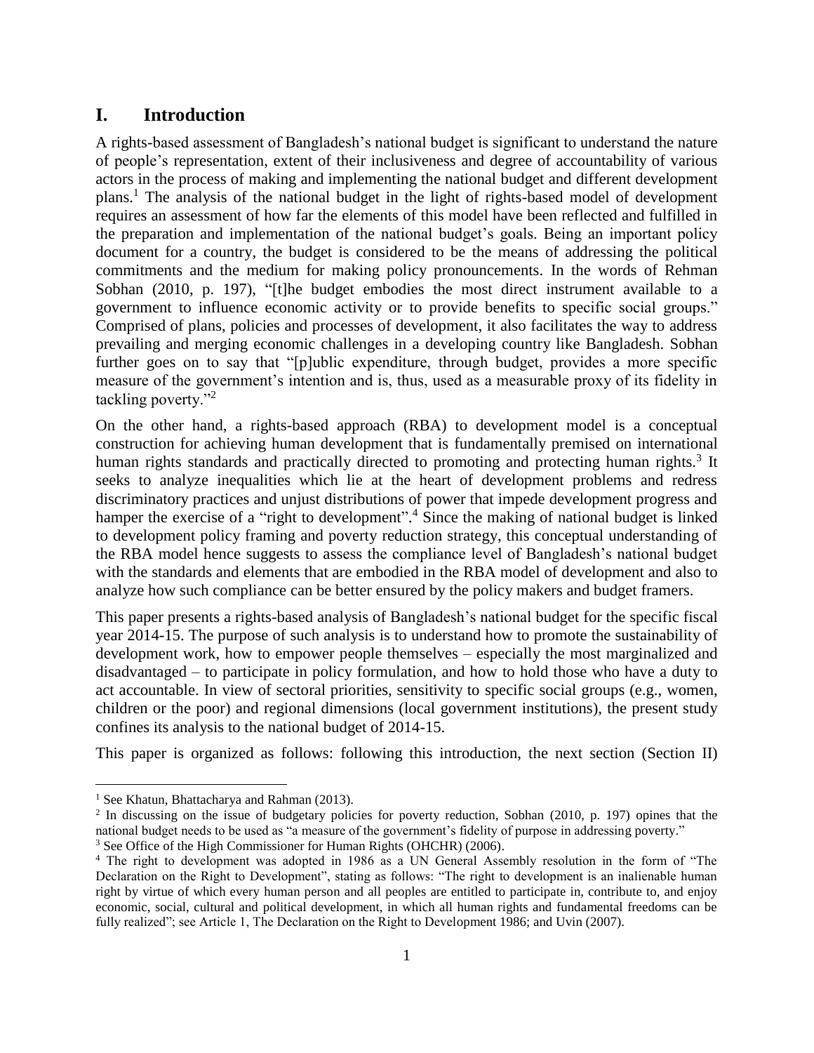## I. Introduction

A rights-based assessment of Bangladesh's national budget is significant to understand the nature of people's representation, extent of their inclusiveness and degree of accountability of various actors in the process of making and implementing the national budget and different development plans.[1] The analysis of the national budget in the light of rights-based model of development requires an assessment of how far the elements of this model have been reflected and fulfilled in the preparation and implementation of the national budget's goals. Being an important policy document for a country, the budget is considered to be the means of addressing the political commitments and the medium for making policy pronouncements. In the words of Rehman Sobhan (2010, p. 197), "[t]he budget embodies the most direct instrument available to a government to influence economic activity or to provide benefits to specific social groups." Comprised of plans, policies and processes of development, it also facilitates the way to address prevailing and merging economic challenges in a developing country like Bangladesh. Sobhan further goes on to say that "[p]ublic expenditure, through budget, provides a more specific measure of the government's intention and is, thus, used as a measurable proxy of its fidelity in tackling poverty."[2]

On the other hand, a rights-based approach (RBA) to development model is a conceptual construction for achieving human development that is fundamentally premised on international human rights standards and practically directed to promoting and protecting human rights.[3] It seeks to analyze inequalities which lie at the heart of development problems and redress discriminatory practices and unjust distributions of power that impede development progress and hamper the exercise of a "right to development".[4] Since the making of national budget is linked to development policy framing and poverty reduction strategy, this conceptual understanding of the RBA model hence suggests to assess the compliance level of Bangladesh's national budget with the standards and elements that are embodied in the RBA model of development and also to analyze how such compliance can be better ensured by the policy makers and budget framers.

This paper presents a rights-based analysis of Bangladesh's national budget for the specific fiscal year 2014-15. The purpose of such analysis is to understand how to promote the sustainability of development work, how to empower people themselves – especially the most marginalized and disadvantaged – to participate in policy formulation, and how to hold those who have a duty to act accountable. In view of sectoral priorities, sensitivity to specific social groups (e.g., women, children or the poor) and regional dimensions (local government institutions), the present study confines its analysis to the national budget of 2014-15.

This paper is organized as follows: following this introduction, the next section (Section II)

---

[1] See Khatun, Bhattacharya and Rahman (2013).

[2] In discussing on the issue of budgetary policies for poverty reduction, Sobhan (2010, p. 197) opines that the national budget needs to be used as "a measure of the government's fidelity of purpose in addressing poverty."

[3] See Office of the High Commissioner for Human Rights (OHCHR) (2006).

[4] The right to development was adopted in 1986 as a UN General Assembly resolution in the form of "The Declaration on the Right to Development", stating as follows: "The right to development is an inalienable human right by virtue of which every human person and all peoples are entitled to participate in, contribute to, and enjoy economic, social, cultural and political development, in which all human rights and fundamental freedoms can be fully realized"; see Article 1, The Declaration on the Right to Development 1986; and Uvin (2007).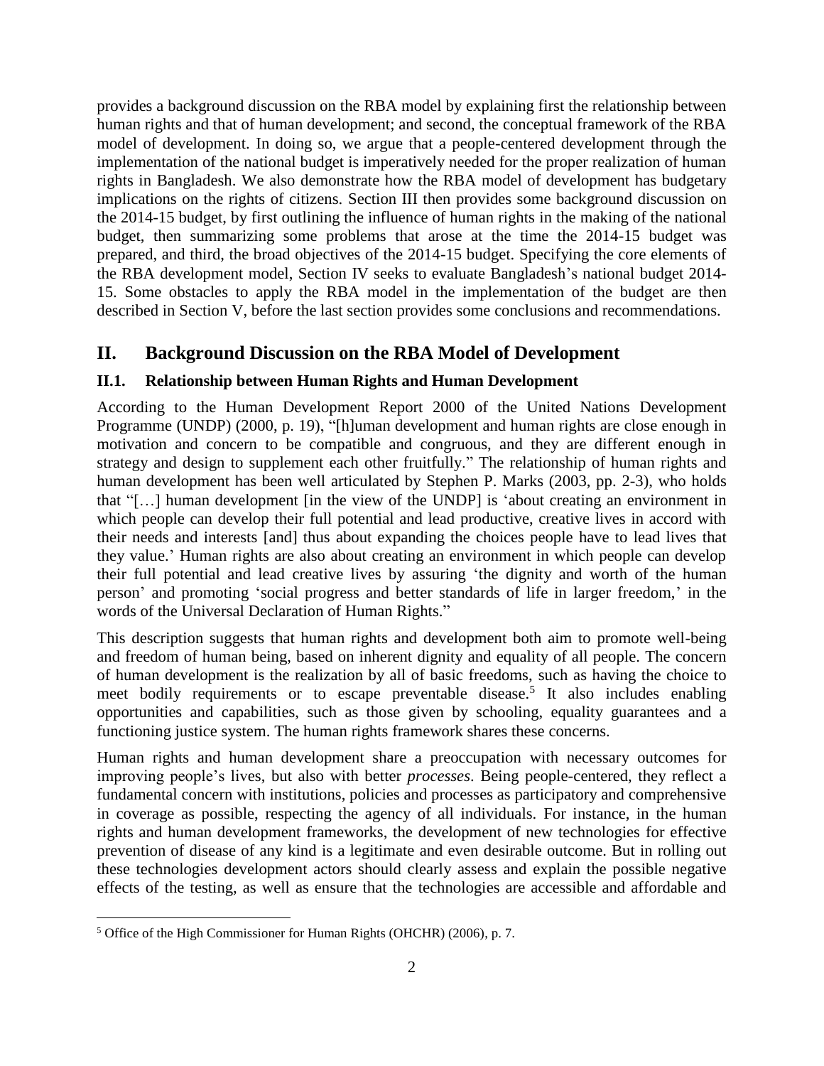provides a background discussion on the RBA model by explaining first the relationship between human rights and that of human development; and second, the conceptual framework of the RBA model of development. In doing so, we argue that a people-centered development through the implementation of the national budget is imperatively needed for the proper realization of human rights in Bangladesh. We also demonstrate how the RBA model of development has budgetary implications on the rights of citizens. Section III then provides some background discussion on the 2014-15 budget, by first outlining the influence of human rights in the making of the national budget, then summarizing some problems that arose at the time the 2014-15 budget was prepared, and third, the broad objectives of the 2014-15 budget. Specifying the core elements of the RBA development model, Section IV seeks to evaluate Bangladesh's national budget 2014-15. Some obstacles to apply the RBA model in the implementation of the budget are then described in Section V, before the last section provides some conclusions and recommendations.

## II. Background Discussion on the RBA Model of Development

### II.1. Relationship between Human Rights and Human Development

According to the Human Development Report 2000 of the United Nations Development Programme (UNDP) (2000, p. 19), "[h]uman development and human rights are close enough in motivation and concern to be compatible and congruous, and they are different enough in strategy and design to supplement each other fruitfully." The relationship of human rights and human development has been well articulated by Stephen P. Marks (2003, pp. 2-3), who holds that "[…] human development [in the view of the UNDP] is 'about creating an environment in which people can develop their full potential and lead productive, creative lives in accord with their needs and interests [and] thus about expanding the choices people have to lead lives that they value.' Human rights are also about creating an environment in which people can develop their full potential and lead creative lives by assuring 'the dignity and worth of the human person' and promoting 'social progress and better standards of life in larger freedom,' in the words of the Universal Declaration of Human Rights."

This description suggests that human rights and development both aim to promote well-being and freedom of human being, based on inherent dignity and equality of all people. The concern of human development is the realization by all of basic freedoms, such as having the choice to meet bodily requirements or to escape preventable disease.[5] It also includes enabling opportunities and capabilities, such as those given by schooling, equality guarantees and a functioning justice system. The human rights framework shares these concerns.

Human rights and human development share a preoccupation with necessary outcomes for improving people's lives, but also with better *processes*. Being people-centered, they reflect a fundamental concern with institutions, policies and processes as participatory and comprehensive in coverage as possible, respecting the agency of all individuals. For instance, in the human rights and human development frameworks, the development of new technologies for effective prevention of disease of any kind is a legitimate and even desirable outcome. But in rolling out these technologies development actors should clearly assess and explain the possible negative effects of the testing, as well as ensure that the technologies are accessible and affordable and

[5] Office of the High Commissioner for Human Rights (OHCHR) (2006), p. 7.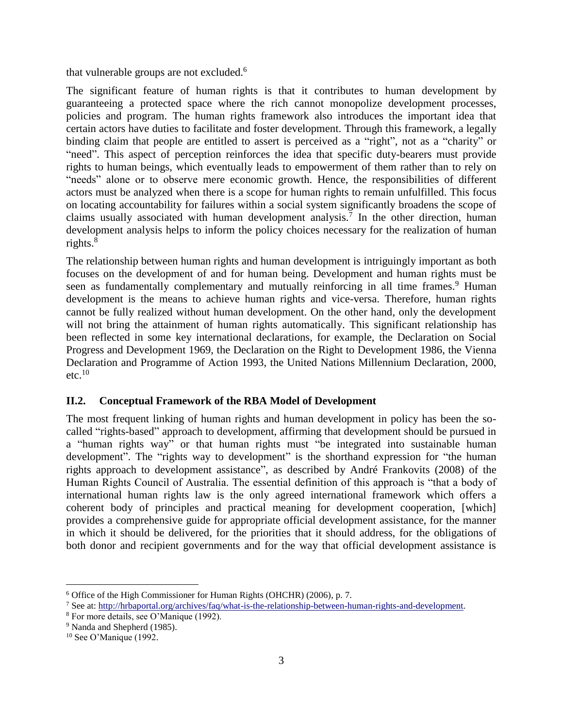that vulnerable groups are not excluded.[6]

The significant feature of human rights is that it contributes to human development by guaranteeing a protected space where the rich cannot monopolize development processes, policies and program. The human rights framework also introduces the important idea that certain actors have duties to facilitate and foster development. Through this framework, a legally binding claim that people are entitled to assert is perceived as a "right", not as a "charity" or "need". This aspect of perception reinforces the idea that specific duty-bearers must provide rights to human beings, which eventually leads to empowerment of them rather than to rely on "needs" alone or to observe mere economic growth. Hence, the responsibilities of different actors must be analyzed when there is a scope for human rights to remain unfulfilled. This focus on locating accountability for failures within a social system significantly broadens the scope of claims usually associated with human development analysis.[7] In the other direction, human development analysis helps to inform the policy choices necessary for the realization of human rights.[8]

The relationship between human rights and human development is intriguingly important as both focuses on the development of and for human being. Development and human rights must be seen as fundamentally complementary and mutually reinforcing in all time frames.[9] Human development is the means to achieve human rights and vice-versa. Therefore, human rights cannot be fully realized without human development. On the other hand, only the development will not bring the attainment of human rights automatically. This significant relationship has been reflected in some key international declarations, for example, the Declaration on Social Progress and Development 1969, the Declaration on the Right to Development 1986, the Vienna Declaration and Programme of Action 1993, the United Nations Millennium Declaration, 2000, etc.[10]

### II.2. Conceptual Framework of the RBA Model of Development

The most frequent linking of human rights and human development in policy has been the so-called "rights-based" approach to development, affirming that development should be pursued in a "human rights way" or that human rights must "be integrated into sustainable human development". The "rights way to development" is the shorthand expression for "the human rights approach to development assistance", as described by André Frankovits (2008) of the Human Rights Council of Australia. The essential definition of this approach is "that a body of international human rights law is the only agreed international framework which offers a coherent body of principles and practical meaning for development cooperation, [which] provides a comprehensive guide for appropriate official development assistance, for the manner in which it should be delivered, for the priorities that it should address, for the obligations of both donor and recipient governments and for the way that official development assistance is

---

[6] Office of the High Commissioner for Human Rights (OHCHR) (2006), p. 7.

[7] See at: http://hrbaportal.org/archives/faq/what-is-the-relationship-between-human-rights-and-development.

[8] For more details, see O'Manique (1992).

[9] Nanda and Shepherd (1985).

[10] See O'Manique (1992.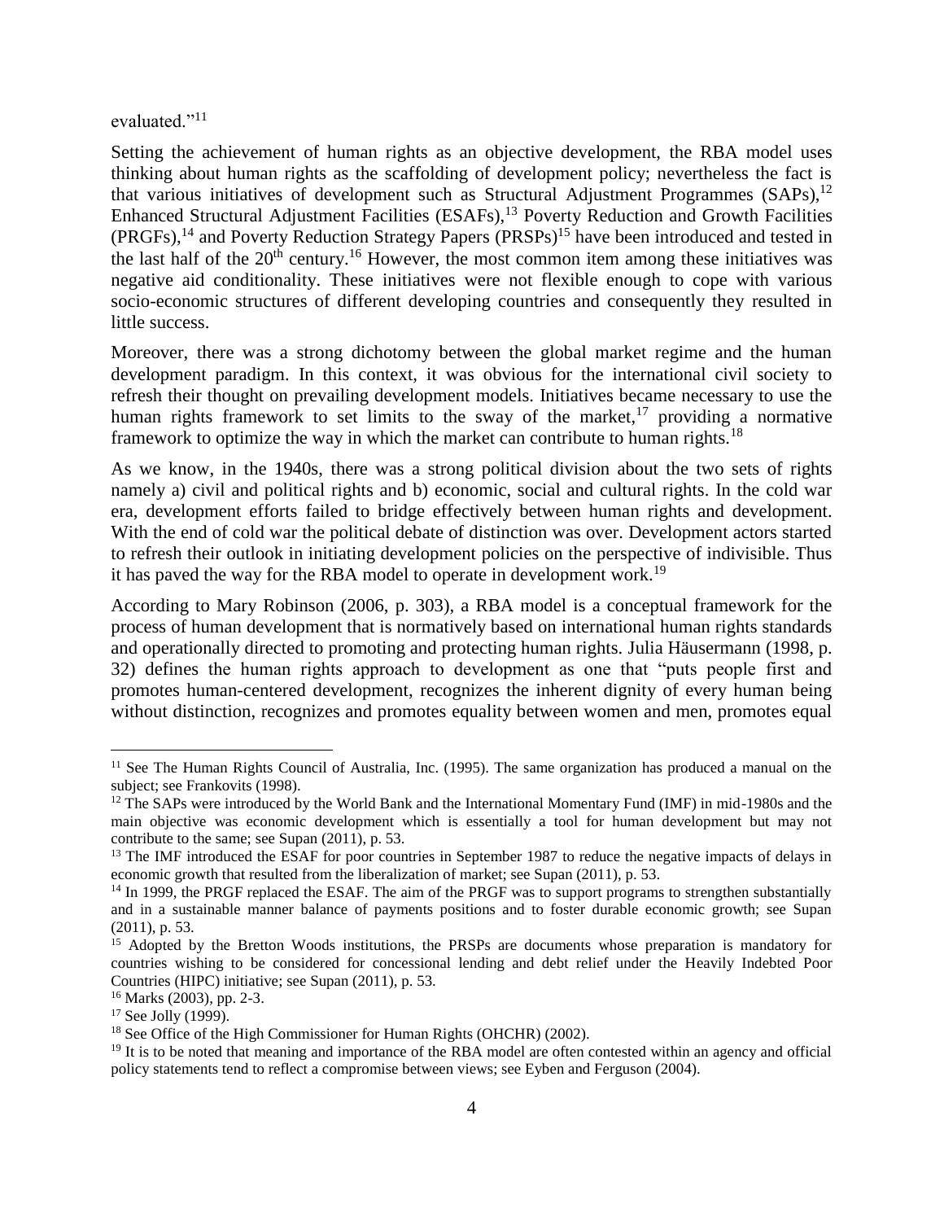evaluated."[11]

Setting the achievement of human rights as an objective development, the RBA model uses thinking about human rights as the scaffolding of development policy; nevertheless the fact is that various initiatives of development such as Structural Adjustment Programmes (SAPs),[12] Enhanced Structural Adjustment Facilities (ESAFs),[13] Poverty Reduction and Growth Facilities (PRGFs),[14] and Poverty Reduction Strategy Papers (PRSPs)[15] have been introduced and tested in the last half of the 20th century.[16] However, the most common item among these initiatives was negative aid conditionality. These initiatives were not flexible enough to cope with various socio-economic structures of different developing countries and consequently they resulted in little success.

Moreover, there was a strong dichotomy between the global market regime and the human development paradigm. In this context, it was obvious for the international civil society to refresh their thought on prevailing development models. Initiatives became necessary to use the human rights framework to set limits to the sway of the market,[17] providing a normative framework to optimize the way in which the market can contribute to human rights.[18]

As we know, in the 1940s, there was a strong political division about the two sets of rights namely a) civil and political rights and b) economic, social and cultural rights. In the cold war era, development efforts failed to bridge effectively between human rights and development. With the end of cold war the political debate of distinction was over. Development actors started to refresh their outlook in initiating development policies on the perspective of indivisible. Thus it has paved the way for the RBA model to operate in development work.[19]

According to Mary Robinson (2006, p. 303), a RBA model is a conceptual framework for the process of human development that is normatively based on international human rights standards and operationally directed to promoting and protecting human rights. Julia Häusermann (1998, p. 32) defines the human rights approach to development as one that "puts people first and promotes human-centered development, recognizes the inherent dignity of every human being without distinction, recognizes and promotes equality between women and men, promotes equal

---

[11] See The Human Rights Council of Australia, Inc. (1995). The same organization has produced a manual on the subject; see Frankovits (1998).

[12] The SAPs were introduced by the World Bank and the International Momentary Fund (IMF) in mid-1980s and the main objective was economic development which is essentially a tool for human development but may not contribute to the same; see Supan (2011), p. 53.

[13] The IMF introduced the ESAF for poor countries in September 1987 to reduce the negative impacts of delays in economic growth that resulted from the liberalization of market; see Supan (2011), p. 53.

[14] In 1999, the PRGF replaced the ESAF. The aim of the PRGF was to support programs to strengthen substantially and in a sustainable manner balance of payments positions and to foster durable economic growth; see Supan (2011), p. 53.

[15] Adopted by the Bretton Woods institutions, the PRSPs are documents whose preparation is mandatory for countries wishing to be considered for concessional lending and debt relief under the Heavily Indebted Poor Countries (HIPC) initiative; see Supan (2011), p. 53.

[16] Marks (2003), pp. 2-3.

[17] See Jolly (1999).

[18] See Office of the High Commissioner for Human Rights (OHCHR) (2002).

[19] It is to be noted that meaning and importance of the RBA model are often contested within an agency and official policy statements tend to reflect a compromise between views; see Eyben and Ferguson (2004).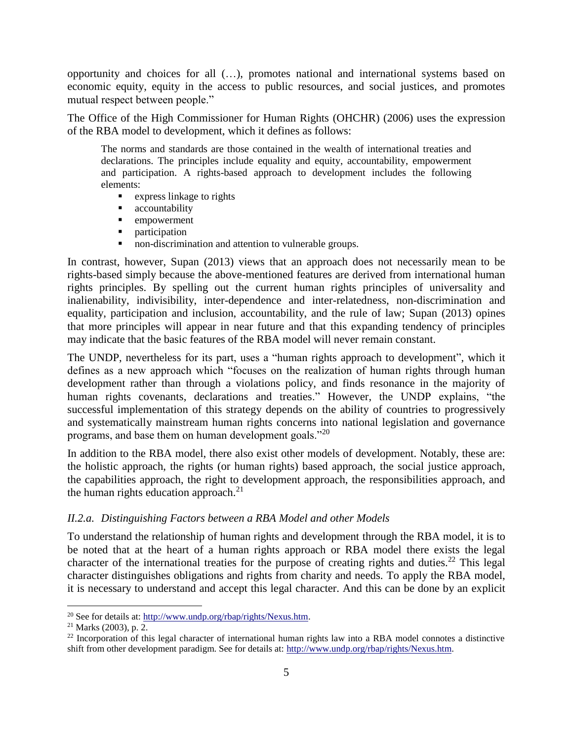opportunity and choices for all (…), promotes national and international systems based on economic equity, equity in the access to public resources, and social justices, and promotes mutual respect between people."

The Office of the High Commissioner for Human Rights (OHCHR) (2006) uses the expression of the RBA model to development, which it defines as follows:

> The norms and standards are those contained in the wealth of international treaties and declarations. The principles include equality and equity, accountability, empowerment and participation. A rights-based approach to development includes the following elements:
>
> - express linkage to rights
> - accountability
> - empowerment
> - participation
> - non-discrimination and attention to vulnerable groups.

In contrast, however, Supan (2013) views that an approach does not necessarily mean to be rights-based simply because the above-mentioned features are derived from international human rights principles. By spelling out the current human rights principles of universality and inalienability, indivisibility, inter-dependence and inter-relatedness, non-discrimination and equality, participation and inclusion, accountability, and the rule of law; Supan (2013) opines that more principles will appear in near future and that this expanding tendency of principles may indicate that the basic features of the RBA model will never remain constant.

The UNDP, nevertheless for its part, uses a "human rights approach to development", which it defines as a new approach which "focuses on the realization of human rights through human development rather than through a violations policy, and finds resonance in the majority of human rights covenants, declarations and treaties." However, the UNDP explains, "the successful implementation of this strategy depends on the ability of countries to progressively and systematically mainstream human rights concerns into national legislation and governance programs, and base them on human development goals."[20]

In addition to the RBA model, there also exist other models of development. Notably, these are: the holistic approach, the rights (or human rights) based approach, the social justice approach, the capabilities approach, the right to development approach, the responsibilities approach, and the human rights education approach.[21]

### *II.2.a. Distinguishing Factors between a RBA Model and other Models*

To understand the relationship of human rights and development through the RBA model, it is to be noted that at the heart of a human rights approach or RBA model there exists the legal character of the international treaties for the purpose of creating rights and duties.[22] This legal character distinguishes obligations and rights from charity and needs. To apply the RBA model, it is necessary to understand and accept this legal character. And this can be done by an explicit

---

[20] See for details at: http://www.undp.org/rbap/rights/Nexus.htm.

[21] Marks (2003), p. 2.

[22] Incorporation of this legal character of international human rights law into a RBA model connotes a distinctive shift from other development paradigm. See for details at: http://www.undp.org/rbap/rights/Nexus.htm.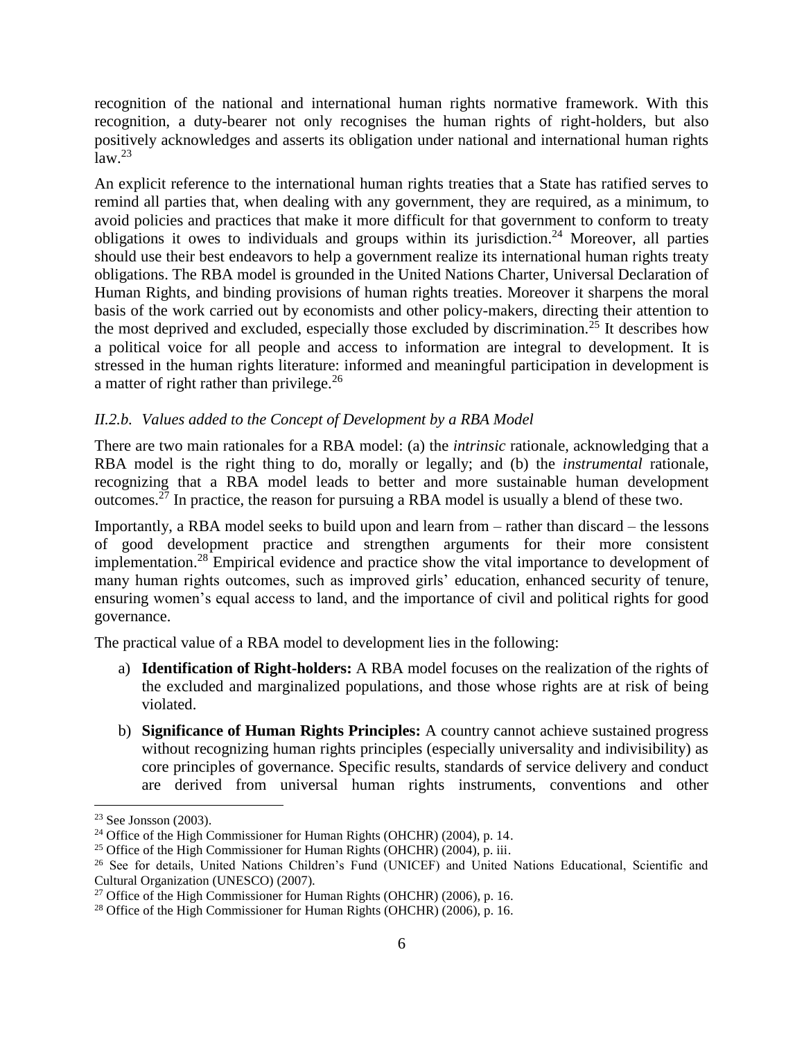recognition of the national and international human rights normative framework. With this recognition, a duty-bearer not only recognises the human rights of right-holders, but also positively acknowledges and asserts its obligation under national and international human rights law.[23]

An explicit reference to the international human rights treaties that a State has ratified serves to remind all parties that, when dealing with any government, they are required, as a minimum, to avoid policies and practices that make it more difficult for that government to conform to treaty obligations it owes to individuals and groups within its jurisdiction.[24] Moreover, all parties should use their best endeavors to help a government realize its international human rights treaty obligations. The RBA model is grounded in the United Nations Charter, Universal Declaration of Human Rights, and binding provisions of human rights treaties. Moreover it sharpens the moral basis of the work carried out by economists and other policy-makers, directing their attention to the most deprived and excluded, especially those excluded by discrimination.[25] It describes how a political voice for all people and access to information are integral to development. It is stressed in the human rights literature: informed and meaningful participation in development is a matter of right rather than privilege.[26]

### *II.2.b. Values added to the Concept of Development by a RBA Model*

There are two main rationales for a RBA model: (a) the *intrinsic* rationale, acknowledging that a RBA model is the right thing to do, morally or legally; and (b) the *instrumental* rationale, recognizing that a RBA model leads to better and more sustainable human development outcomes.[27] In practice, the reason for pursuing a RBA model is usually a blend of these two.

Importantly, a RBA model seeks to build upon and learn from – rather than discard – the lessons of good development practice and strengthen arguments for their more consistent implementation.[28] Empirical evidence and practice show the vital importance to development of many human rights outcomes, such as improved girls' education, enhanced security of tenure, ensuring women's equal access to land, and the importance of civil and political rights for good governance.

The practical value of a RBA model to development lies in the following:

a) **Identification of Right-holders:** A RBA model focuses on the realization of the rights of the excluded and marginalized populations, and those whose rights are at risk of being violated.

b) **Significance of Human Rights Principles:** A country cannot achieve sustained progress without recognizing human rights principles (especially universality and indivisibility) as core principles of governance. Specific results, standards of service delivery and conduct are derived from universal human rights instruments, conventions and other

---

[23] See Jonsson (2003).

[24] Office of the High Commissioner for Human Rights (OHCHR) (2004), p. 14.

[25] Office of the High Commissioner for Human Rights (OHCHR) (2004), p. iii.

[26] See for details, United Nations Children's Fund (UNICEF) and United Nations Educational, Scientific and Cultural Organization (UNESCO) (2007).

[27] Office of the High Commissioner for Human Rights (OHCHR) (2006), p. 16.

[28] Office of the High Commissioner for Human Rights (OHCHR) (2006), p. 16.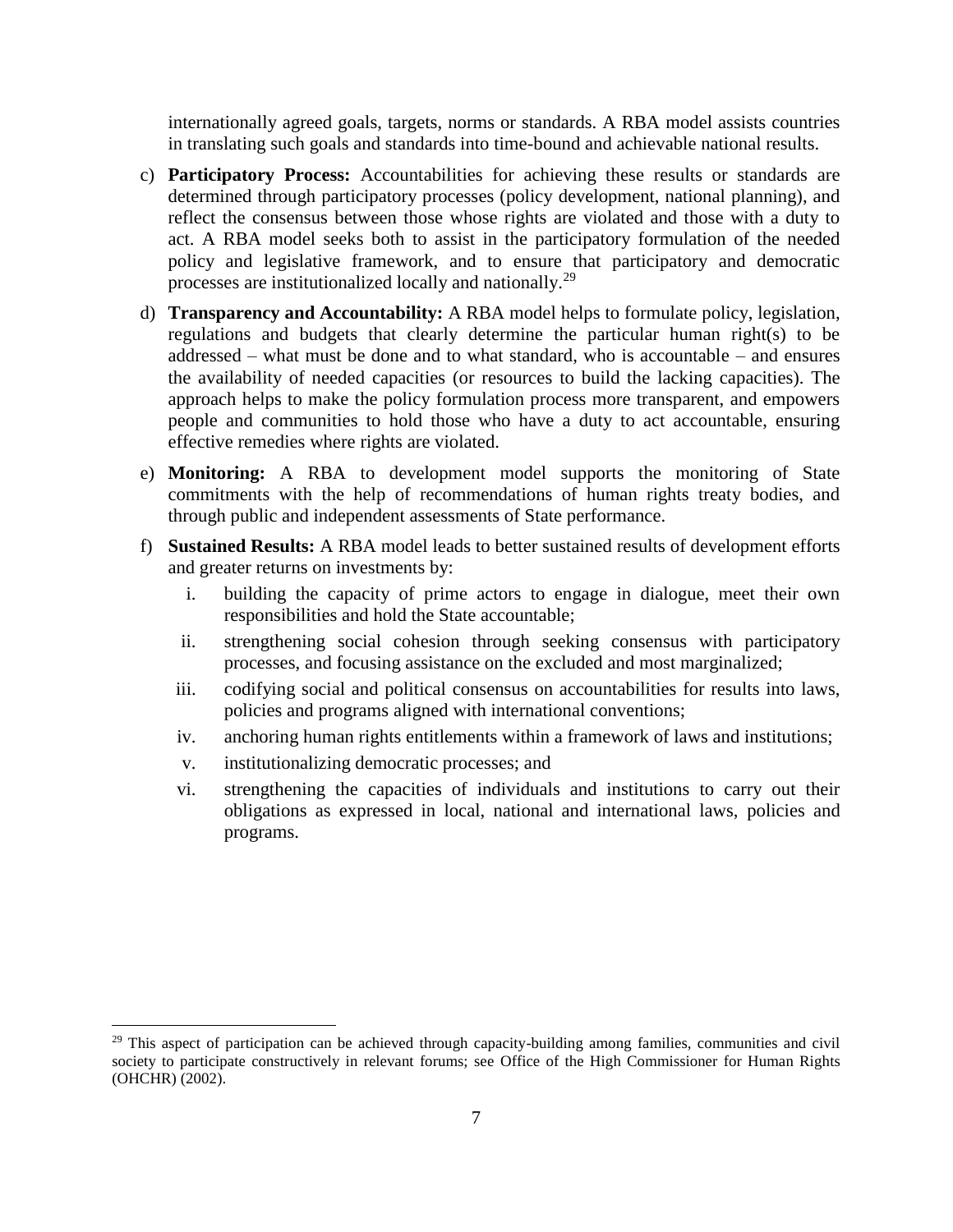internationally agreed goals, targets, norms or standards. A RBA model assists countries in translating such goals and standards into time-bound and achievable national results.

c) **Participatory Process:** Accountabilities for achieving these results or standards are determined through participatory processes (policy development, national planning), and reflect the consensus between those whose rights are violated and those with a duty to act. A RBA model seeks both to assist in the participatory formulation of the needed policy and legislative framework, and to ensure that participatory and democratic processes are institutionalized locally and nationally.[29]

d) **Transparency and Accountability:** A RBA model helps to formulate policy, legislation, regulations and budgets that clearly determine the particular human right(s) to be addressed – what must be done and to what standard, who is accountable – and ensures the availability of needed capacities (or resources to build the lacking capacities). The approach helps to make the policy formulation process more transparent, and empowers people and communities to hold those who have a duty to act accountable, ensuring effective remedies where rights are violated.

e) **Monitoring:** A RBA to development model supports the monitoring of State commitments with the help of recommendations of human rights treaty bodies, and through public and independent assessments of State performance.

f) **Sustained Results:** A RBA model leads to better sustained results of development efforts and greater returns on investments by:

   i. building the capacity of prime actors to engage in dialogue, meet their own responsibilities and hold the State accountable;

   ii. strengthening social cohesion through seeking consensus with participatory processes, and focusing assistance on the excluded and most marginalized;

   iii. codifying social and political consensus on accountabilities for results into laws, policies and programs aligned with international conventions;

   iv. anchoring human rights entitlements within a framework of laws and institutions;

   v. institutionalizing democratic processes; and

   vi. strengthening the capacities of individuals and institutions to carry out their obligations as expressed in local, national and international laws, policies and programs.

---

[29] This aspect of participation can be achieved through capacity-building among families, communities and civil society to participate constructively in relevant forums; see Office of the High Commissioner for Human Rights (OHCHR) (2002).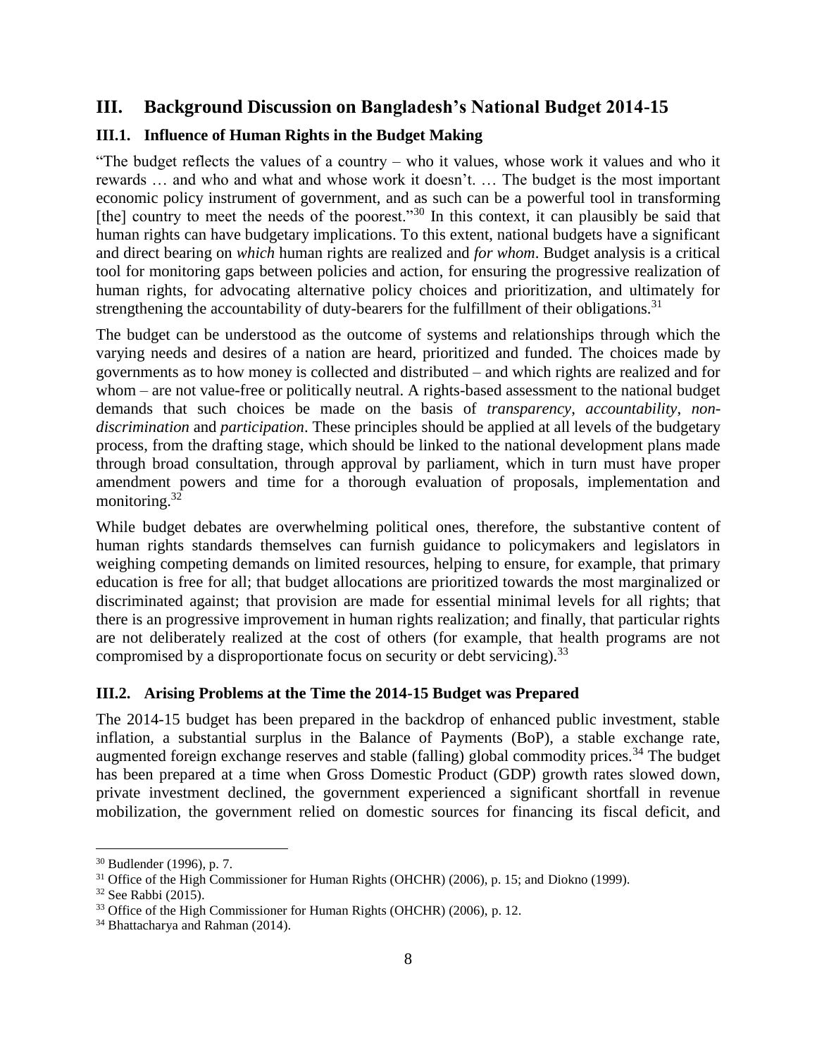## III. Background Discussion on Bangladesh's National Budget 2014-15

### III.1. Influence of Human Rights in the Budget Making

"The budget reflects the values of a country – who it values, whose work it values and who it rewards … and who and what and whose work it doesn't. … The budget is the most important economic policy instrument of government, and as such can be a powerful tool in transforming [the] country to meet the needs of the poorest."[30] In this context, it can plausibly be said that human rights can have budgetary implications. To this extent, national budgets have a significant and direct bearing on *which* human rights are realized and *for whom*. Budget analysis is a critical tool for monitoring gaps between policies and action, for ensuring the progressive realization of human rights, for advocating alternative policy choices and prioritization, and ultimately for strengthening the accountability of duty-bearers for the fulfillment of their obligations.[31]

The budget can be understood as the outcome of systems and relationships through which the varying needs and desires of a nation are heard, prioritized and funded. The choices made by governments as to how money is collected and distributed – and which rights are realized and for whom – are not value-free or politically neutral. A rights-based assessment to the national budget demands that such choices be made on the basis of *transparency*, *accountability*, *non-discrimination* and *participation*. These principles should be applied at all levels of the budgetary process, from the drafting stage, which should be linked to the national development plans made through broad consultation, through approval by parliament, which in turn must have proper amendment powers and time for a thorough evaluation of proposals, implementation and monitoring.[32]

While budget debates are overwhelming political ones, therefore, the substantive content of human rights standards themselves can furnish guidance to policymakers and legislators in weighing competing demands on limited resources, helping to ensure, for example, that primary education is free for all; that budget allocations are prioritized towards the most marginalized or discriminated against; that provision are made for essential minimal levels for all rights; that there is an progressive improvement in human rights realization; and finally, that particular rights are not deliberately realized at the cost of others (for example, that health programs are not compromised by a disproportionate focus on security or debt servicing).[33]

### III.2. Arising Problems at the Time the 2014-15 Budget was Prepared

The 2014-15 budget has been prepared in the backdrop of enhanced public investment, stable inflation, a substantial surplus in the Balance of Payments (BoP), a stable exchange rate, augmented foreign exchange reserves and stable (falling) global commodity prices.[34] The budget has been prepared at a time when Gross Domestic Product (GDP) growth rates slowed down, private investment declined, the government experienced a significant shortfall in revenue mobilization, the government relied on domestic sources for financing its fiscal deficit, and

---

[30] Budlender (1996), p. 7.

[31] Office of the High Commissioner for Human Rights (OHCHR) (2006), p. 15; and Diokno (1999).

[32] See Rabbi (2015).

[33] Office of the High Commissioner for Human Rights (OHCHR) (2006), p. 12.

[34] Bhattacharya and Rahman (2014).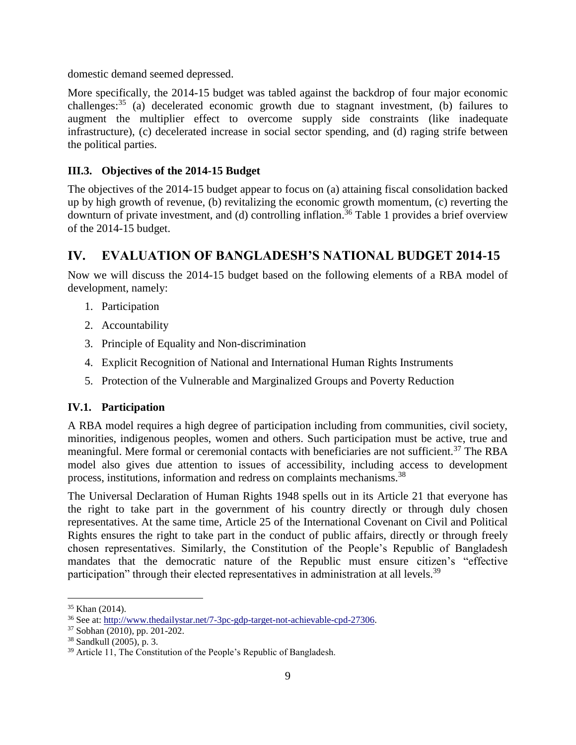domestic demand seemed depressed.

More specifically, the 2014-15 budget was tabled against the backdrop of four major economic challenges:[35] (a) decelerated economic growth due to stagnant investment, (b) failures to augment the multiplier effect to overcome supply side constraints (like inadequate infrastructure), (c) decelerated increase in social sector spending, and (d) raging strife between the political parties.

### III.3. Objectives of the 2014-15 Budget

The objectives of the 2014-15 budget appear to focus on (a) attaining fiscal consolidation backed up by high growth of revenue, (b) revitalizing the economic growth momentum, (c) reverting the downturn of private investment, and (d) controlling inflation.[36] Table 1 provides a brief overview of the 2014-15 budget.

## IV. EVALUATION OF BANGLADESH'S NATIONAL BUDGET 2014-15

Now we will discuss the 2014-15 budget based on the following elements of a RBA model of development, namely:

1. Participation
2. Accountability
3. Principle of Equality and Non-discrimination
4. Explicit Recognition of National and International Human Rights Instruments
5. Protection of the Vulnerable and Marginalized Groups and Poverty Reduction

### IV.1. Participation

A RBA model requires a high degree of participation including from communities, civil society, minorities, indigenous peoples, women and others. Such participation must be active, true and meaningful. Mere formal or ceremonial contacts with beneficiaries are not sufficient.[37] The RBA model also gives due attention to issues of accessibility, including access to development process, institutions, information and redress on complaints mechanisms.[38]

The Universal Declaration of Human Rights 1948 spells out in its Article 21 that everyone has the right to take part in the government of his country directly or through duly chosen representatives. At the same time, Article 25 of the International Covenant on Civil and Political Rights ensures the right to take part in the conduct of public affairs, directly or through freely chosen representatives. Similarly, the Constitution of the People's Republic of Bangladesh mandates that the democratic nature of the Republic must ensure citizen's "effective participation" through their elected representatives in administration at all levels.[39]

---

[35] Khan (2014).

[36] See at: http://www.thedailystar.net/7-3pc-gdp-target-not-achievable-cpd-27306.

[37] Sobhan (2010), pp. 201-202.

[38] Sandkull (2005), p. 3.

[39] Article 11, The Constitution of the People's Republic of Bangladesh.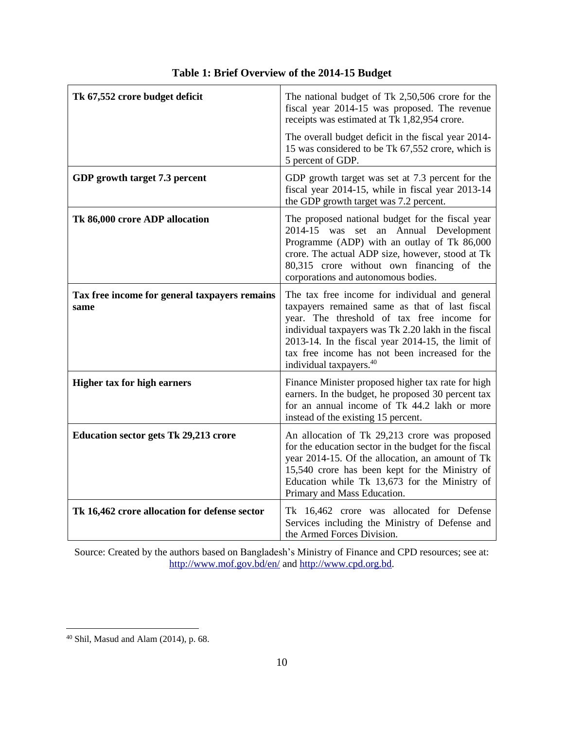**Table 1: Brief Overview of the 2014-15 Budget**

| | |
|---|---|
| **Tk 67,552 crore budget deficit** | The national budget of Tk 2,50,506 crore for the fiscal year 2014-15 was proposed. The revenue receipts was estimated at Tk 1,82,954 crore.<br><br>The overall budget deficit in the fiscal year 2014-15 was considered to be Tk 67,552 crore, which is 5 percent of GDP. |
| **GDP growth target 7.3 percent** | GDP growth target was set at 7.3 percent for the fiscal year 2014-15, while in fiscal year 2013-14 the GDP growth target was 7.2 percent. |
| **Tk 86,000 crore ADP allocation** | The proposed national budget for the fiscal year 2014-15 was set an Annual Development Programme (ADP) with an outlay of Tk 86,000 crore. The actual ADP size, however, stood at Tk 80,315 crore without own financing of the corporations and autonomous bodies. |
| **Tax free income for general taxpayers remains same** | The tax free income for individual and general taxpayers remained same as that of last fiscal year. The threshold of tax free income for individual taxpayers was Tk 2.20 lakh in the fiscal 2013-14. In the fiscal year 2014-15, the limit of tax free income has not been increased for the individual taxpayers.[40] |
| **Higher tax for high earners** | Finance Minister proposed higher tax rate for high earners. In the budget, he proposed 30 percent tax for an annual income of Tk 44.2 lakh or more instead of the existing 15 percent. |
| **Education sector gets Tk 29,213 crore** | An allocation of Tk 29,213 crore was proposed for the education sector in the budget for the fiscal year 2014-15. Of the allocation, an amount of Tk 15,540 crore has been kept for the Ministry of Education while Tk 13,673 for the Ministry of Primary and Mass Education. |
| **Tk 16,462 crore allocation for defense sector** | Tk 16,462 crore was allocated for Defense Services including the Ministry of Defense and the Armed Forces Division. |

Source: Created by the authors based on Bangladesh's Ministry of Finance and CPD resources; see at: http://www.mof.gov.bd/en/ and http://www.cpd.org.bd.

---

[40] Shil, Masud and Alam (2014), p. 68.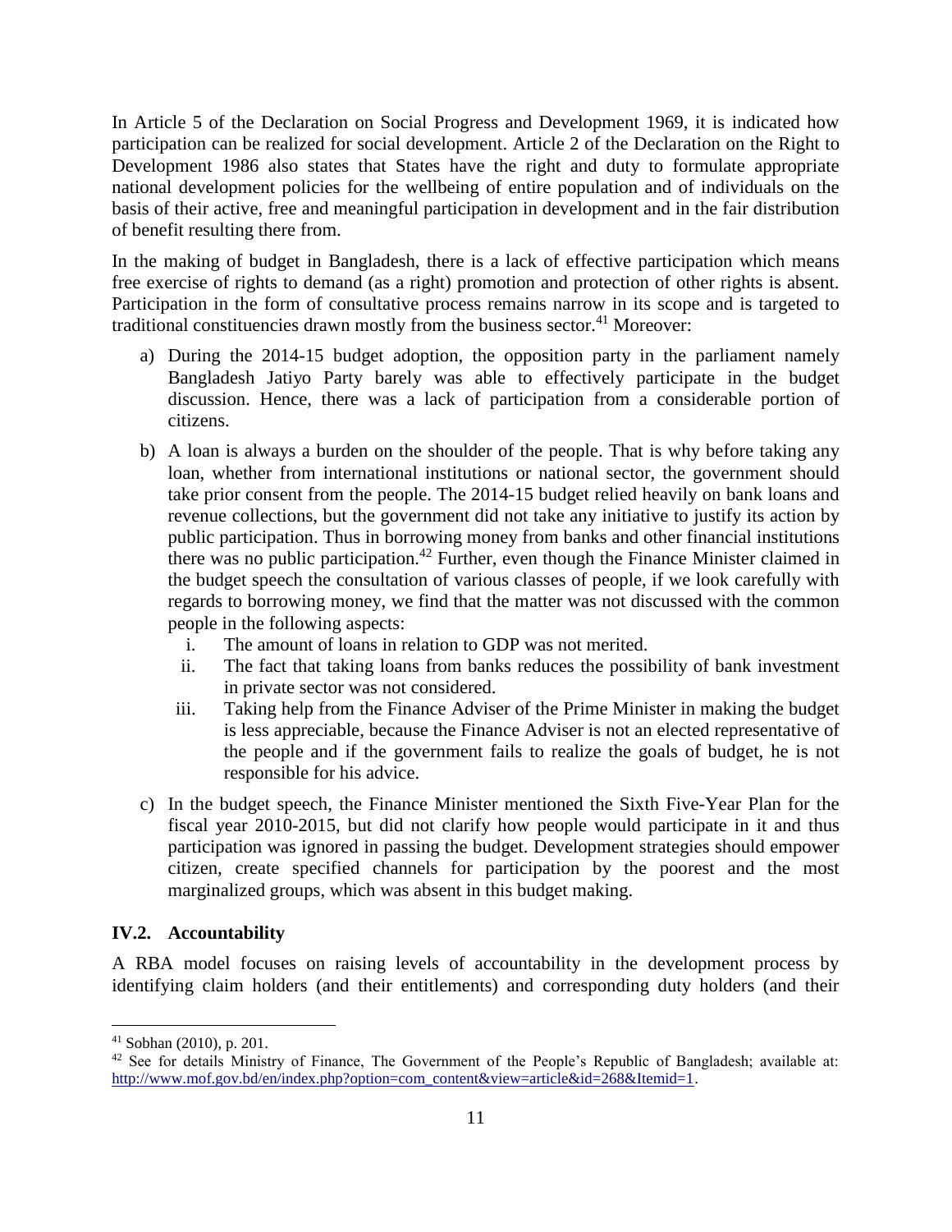In Article 5 of the Declaration on Social Progress and Development 1969, it is indicated how participation can be realized for social development. Article 2 of the Declaration on the Right to Development 1986 also states that States have the right and duty to formulate appropriate national development policies for the wellbeing of entire population and of individuals on the basis of their active, free and meaningful participation in development and in the fair distribution of benefit resulting there from.

In the making of budget in Bangladesh, there is a lack of effective participation which means free exercise of rights to demand (as a right) promotion and protection of other rights is absent. Participation in the form of consultative process remains narrow in its scope and is targeted to traditional constituencies drawn mostly from the business sector.[41] Moreover:

a) During the 2014-15 budget adoption, the opposition party in the parliament namely Bangladesh Jatiyo Party barely was able to effectively participate in the budget discussion. Hence, there was a lack of participation from a considerable portion of citizens.

b) A loan is always a burden on the shoulder of the people. That is why before taking any loan, whether from international institutions or national sector, the government should take prior consent from the people. The 2014-15 budget relied heavily on bank loans and revenue collections, but the government did not take any initiative to justify its action by public participation. Thus in borrowing money from banks and other financial institutions there was no public participation.[42] Further, even though the Finance Minister claimed in the budget speech the consultation of various classes of people, if we look carefully with regards to borrowing money, we find that the matter was not discussed with the common people in the following aspects:
   i. The amount of loans in relation to GDP was not merited.
   ii. The fact that taking loans from banks reduces the possibility of bank investment in private sector was not considered.
   iii. Taking help from the Finance Adviser of the Prime Minister in making the budget is less appreciable, because the Finance Adviser is not an elected representative of the people and if the government fails to realize the goals of budget, he is not responsible for his advice.

c) In the budget speech, the Finance Minister mentioned the Sixth Five-Year Plan for the fiscal year 2010-2015, but did not clarify how people would participate in it and thus participation was ignored in passing the budget. Development strategies should empower citizen, create specified channels for participation by the poorest and the most marginalized groups, which was absent in this budget making.

### IV.2. Accountability

A RBA model focuses on raising levels of accountability in the development process by identifying claim holders (and their entitlements) and corresponding duty holders (and their

---

[41] Sobhan (2010), p. 201.

[42] See for details Ministry of Finance, The Government of the People's Republic of Bangladesh; available at: http://www.mof.gov.bd/en/index.php?option=com_content&view=article&id=268&Itemid=1.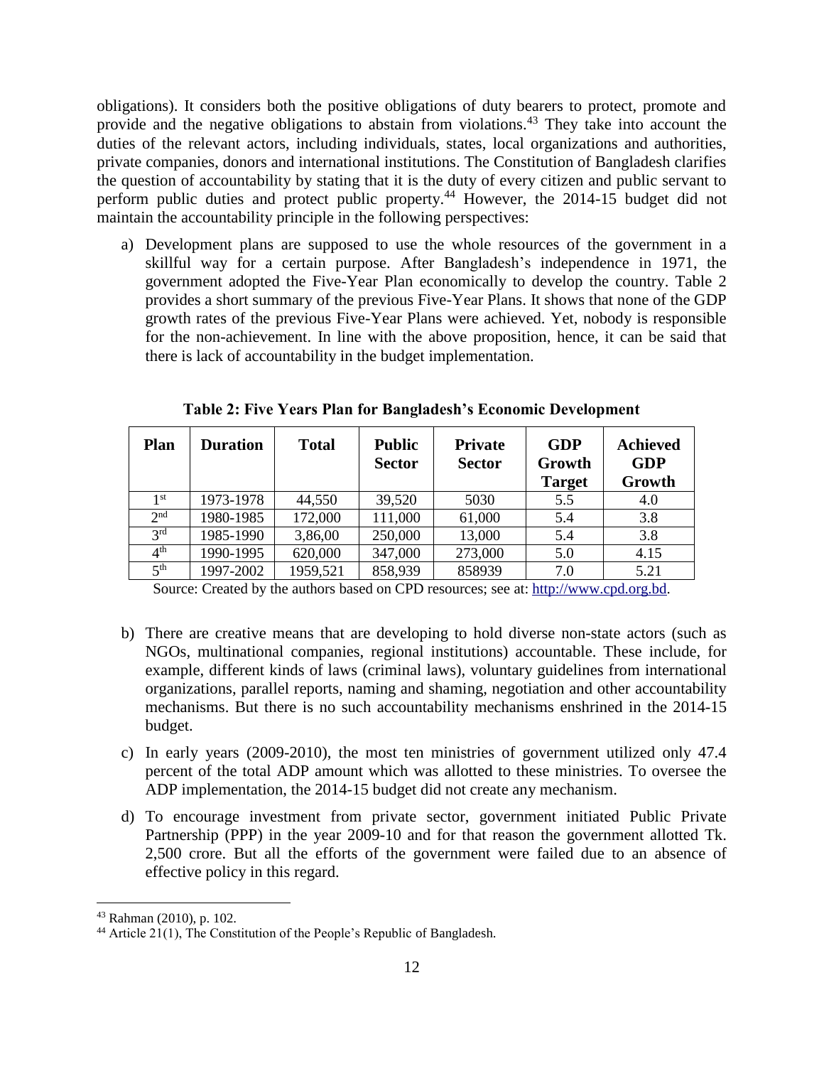obligations). It considers both the positive obligations of duty bearers to protect, promote and provide and the negative obligations to abstain from violations.[43] They take into account the duties of the relevant actors, including individuals, states, local organizations and authorities, private companies, donors and international institutions. The Constitution of Bangladesh clarifies the question of accountability by stating that it is the duty of every citizen and public servant to perform public duties and protect public property.[44] However, the 2014-15 budget did not maintain the accountability principle in the following perspectives:

a) Development plans are supposed to use the whole resources of the government in a skillful way for a certain purpose. After Bangladesh's independence in 1971, the government adopted the Five-Year Plan economically to develop the country. Table 2 provides a short summary of the previous Five-Year Plans. It shows that none of the GDP growth rates of the previous Five-Year Plans were achieved. Yet, nobody is responsible for the non-achievement. In line with the above proposition, hence, it can be said that there is lack of accountability in the budget implementation.

**Table 2: Five Years Plan for Bangladesh's Economic Development**

| Plan | Duration | Total | Public Sector | Private Sector | GDP Growth Target | Achieved GDP Growth |
|---|---|---|---|---|---|---|
| 1st | 1973-1978 | 44,550 | 39,520 | 5030 | 5.5 | 4.0 |
| 2nd | 1980-1985 | 172,000 | 111,000 | 61,000 | 5.4 | 3.8 |
| 3rd | 1985-1990 | 3,86,00 | 250,000 | 13,000 | 5.4 | 3.8 |
| 4th | 1990-1995 | 620,000 | 347,000 | 273,000 | 5.0 | 4.15 |
| 5th | 1997-2002 | 1959,521 | 858,939 | 858939 | 7.0 | 5.21 |

Source: Created by the authors based on CPD resources; see at: http://www.cpd.org.bd.

b) There are creative means that are developing to hold diverse non-state actors (such as NGOs, multinational companies, regional institutions) accountable. These include, for example, different kinds of laws (criminal laws), voluntary guidelines from international organizations, parallel reports, naming and shaming, negotiation and other accountability mechanisms. But there is no such accountability mechanisms enshrined in the 2014-15 budget.

c) In early years (2009-2010), the most ten ministries of government utilized only 47.4 percent of the total ADP amount which was allotted to these ministries. To oversee the ADP implementation, the 2014-15 budget did not create any mechanism.

d) To encourage investment from private sector, government initiated Public Private Partnership (PPP) in the year 2009-10 and for that reason the government allotted Tk. 2,500 crore. But all the efforts of the government were failed due to an absence of effective policy in this regard.

---

[43] Rahman (2010), p. 102.

[44] Article 21(1), The Constitution of the People's Republic of Bangladesh.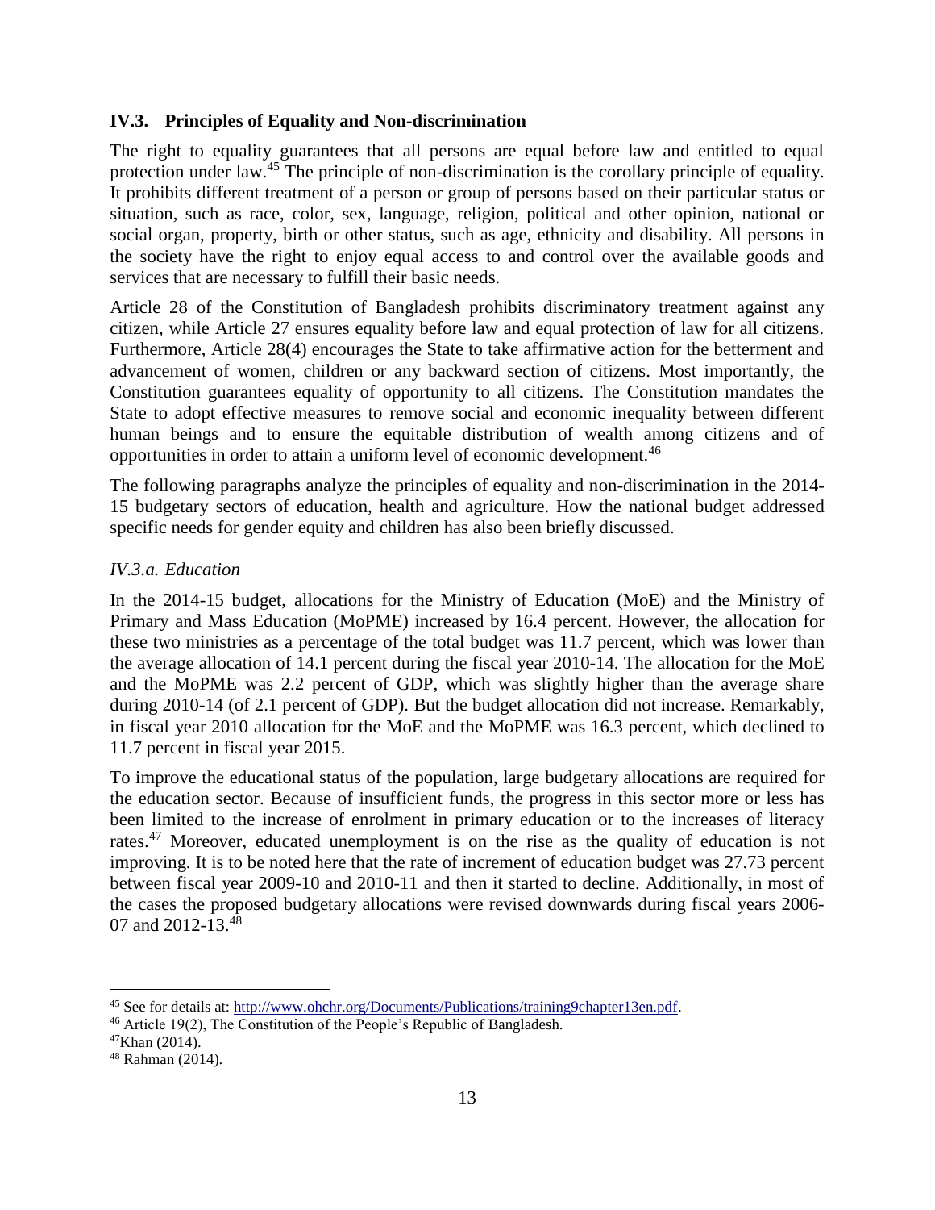### IV.3. Principles of Equality and Non-discrimination

The right to equality guarantees that all persons are equal before law and entitled to equal protection under law.[45] The principle of non-discrimination is the corollary principle of equality. It prohibits different treatment of a person or group of persons based on their particular status or situation, such as race, color, sex, language, religion, political and other opinion, national or social organ, property, birth or other status, such as age, ethnicity and disability. All persons in the society have the right to enjoy equal access to and control over the available goods and services that are necessary to fulfill their basic needs.

Article 28 of the Constitution of Bangladesh prohibits discriminatory treatment against any citizen, while Article 27 ensures equality before law and equal protection of law for all citizens. Furthermore, Article 28(4) encourages the State to take affirmative action for the betterment and advancement of women, children or any backward section of citizens. Most importantly, the Constitution guarantees equality of opportunity to all citizens. The Constitution mandates the State to adopt effective measures to remove social and economic inequality between different human beings and to ensure the equitable distribution of wealth among citizens and of opportunities in order to attain a uniform level of economic development.[46]

The following paragraphs analyze the principles of equality and non-discrimination in the 2014-15 budgetary sectors of education, health and agriculture. How the national budget addressed specific needs for gender equity and children has also been briefly discussed.

#### *IV.3.a. Education*

In the 2014-15 budget, allocations for the Ministry of Education (MoE) and the Ministry of Primary and Mass Education (MoPME) increased by 16.4 percent. However, the allocation for these two ministries as a percentage of the total budget was 11.7 percent, which was lower than the average allocation of 14.1 percent during the fiscal year 2010-14. The allocation for the MoE and the MoPME was 2.2 percent of GDP, which was slightly higher than the average share during 2010-14 (of 2.1 percent of GDP). But the budget allocation did not increase. Remarkably, in fiscal year 2010 allocation for the MoE and the MoPME was 16.3 percent, which declined to 11.7 percent in fiscal year 2015.

To improve the educational status of the population, large budgetary allocations are required for the education sector. Because of insufficient funds, the progress in this sector more or less has been limited to the increase of enrolment in primary education or to the increases of literacy rates.[47] Moreover, educated unemployment is on the rise as the quality of education is not improving. It is to be noted here that the rate of increment of education budget was 27.73 percent between fiscal year 2009-10 and 2010-11 and then it started to decline. Additionally, in most of the cases the proposed budgetary allocations were revised downwards during fiscal years 2006-07 and 2012-13.[48]

---

[45] See for details at: http://www.ohchr.org/Documents/Publications/training9chapter13en.pdf.

[46] Article 19(2), The Constitution of the People's Republic of Bangladesh.

[47] Khan (2014).

[48] Rahman (2014).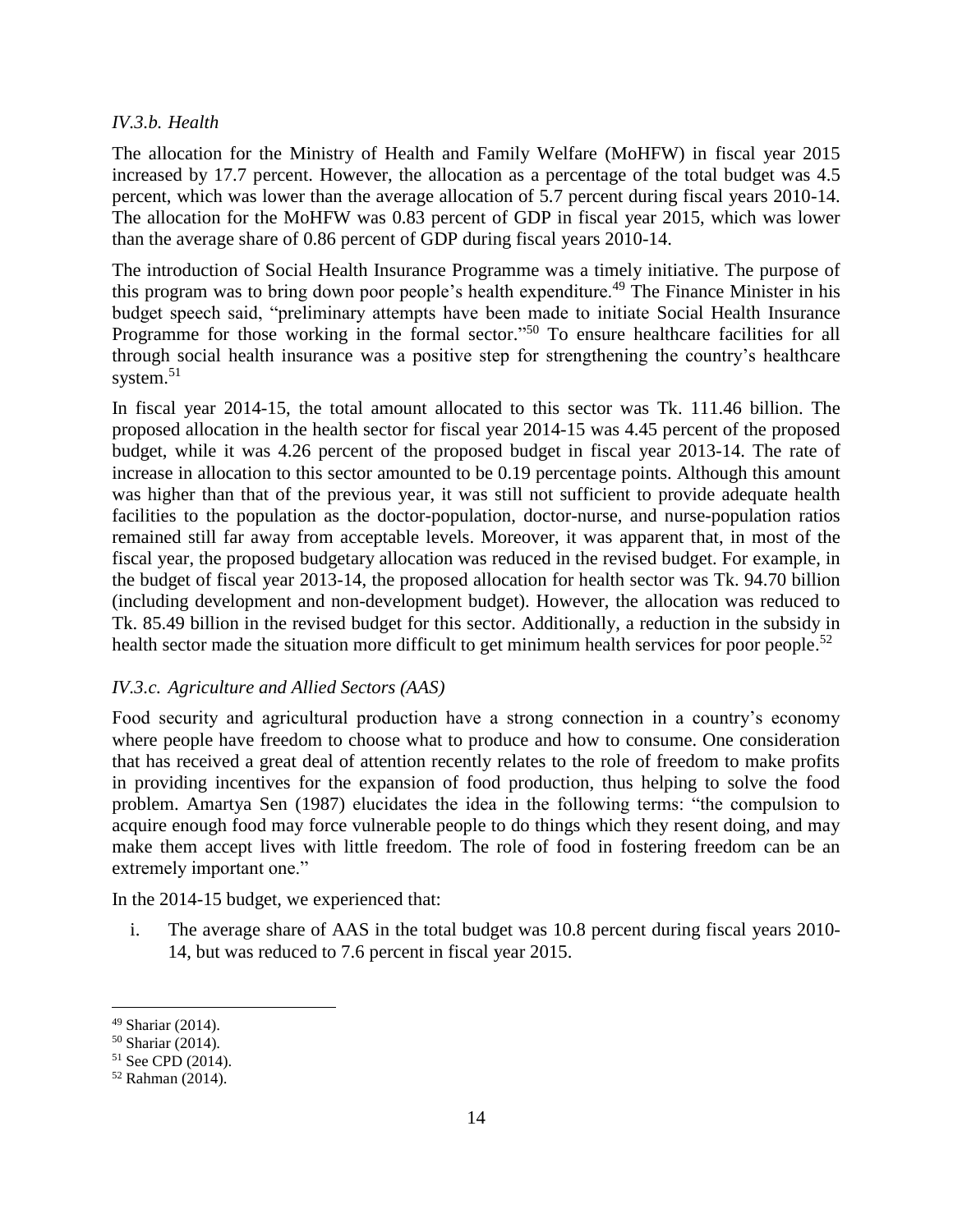### *IV.3.b. Health*

The allocation for the Ministry of Health and Family Welfare (MoHFW) in fiscal year 2015 increased by 17.7 percent. However, the allocation as a percentage of the total budget was 4.5 percent, which was lower than the average allocation of 5.7 percent during fiscal years 2010-14. The allocation for the MoHFW was 0.83 percent of GDP in fiscal year 2015, which was lower than the average share of 0.86 percent of GDP during fiscal years 2010-14.

The introduction of Social Health Insurance Programme was a timely initiative. The purpose of this program was to bring down poor people's health expenditure.[49] The Finance Minister in his budget speech said, "preliminary attempts have been made to initiate Social Health Insurance Programme for those working in the formal sector."[50] To ensure healthcare facilities for all through social health insurance was a positive step for strengthening the country's healthcare system.[51]

In fiscal year 2014-15, the total amount allocated to this sector was Tk. 111.46 billion. The proposed allocation in the health sector for fiscal year 2014-15 was 4.45 percent of the proposed budget, while it was 4.26 percent of the proposed budget in fiscal year 2013-14. The rate of increase in allocation to this sector amounted to be 0.19 percentage points. Although this amount was higher than that of the previous year, it was still not sufficient to provide adequate health facilities to the population as the doctor-population, doctor-nurse, and nurse-population ratios remained still far away from acceptable levels. Moreover, it was apparent that, in most of the fiscal year, the proposed budgetary allocation was reduced in the revised budget. For example, in the budget of fiscal year 2013-14, the proposed allocation for health sector was Tk. 94.70 billion (including development and non-development budget). However, the allocation was reduced to Tk. 85.49 billion in the revised budget for this sector. Additionally, a reduction in the subsidy in health sector made the situation more difficult to get minimum health services for poor people.[52]

### *IV.3.c. Agriculture and Allied Sectors (AAS)*

Food security and agricultural production have a strong connection in a country's economy where people have freedom to choose what to produce and how to consume. One consideration that has received a great deal of attention recently relates to the role of freedom to make profits in providing incentives for the expansion of food production, thus helping to solve the food problem. Amartya Sen (1987) elucidates the idea in the following terms: "the compulsion to acquire enough food may force vulnerable people to do things which they resent doing, and may make them accept lives with little freedom. The role of food in fostering freedom can be an extremely important one."

In the 2014-15 budget, we experienced that:

i. The average share of AAS in the total budget was 10.8 percent during fiscal years 2010-14, but was reduced to 7.6 percent in fiscal year 2015.

---

[49] Shariar (2014).
[50] Shariar (2014).
[51] See CPD (2014).
[52] Rahman (2014).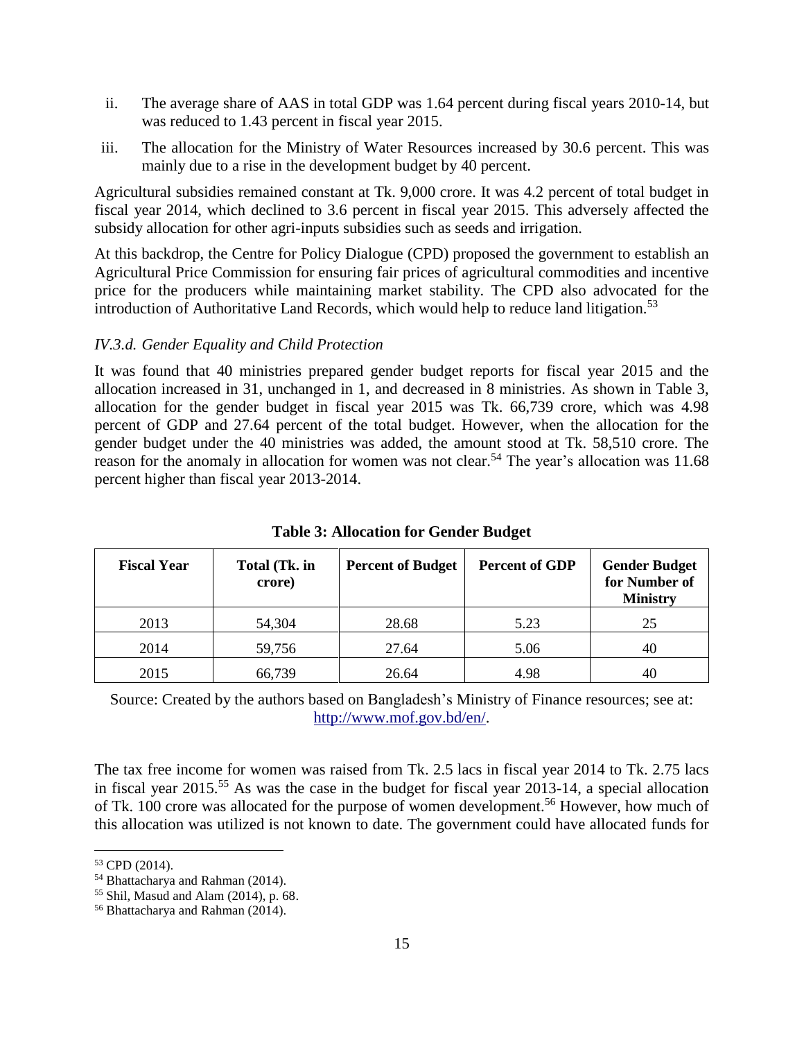ii. The average share of AAS in total GDP was 1.64 percent during fiscal years 2010-14, but was reduced to 1.43 percent in fiscal year 2015.

iii. The allocation for the Ministry of Water Resources increased by 30.6 percent. This was mainly due to a rise in the development budget by 40 percent.

Agricultural subsidies remained constant at Tk. 9,000 crore. It was 4.2 percent of total budget in fiscal year 2014, which declined to 3.6 percent in fiscal year 2015. This adversely affected the subsidy allocation for other agri-inputs subsidies such as seeds and irrigation.

At this backdrop, the Centre for Policy Dialogue (CPD) proposed the government to establish an Agricultural Price Commission for ensuring fair prices of agricultural commodities and incentive price for the producers while maintaining market stability. The CPD also advocated for the introduction of Authoritative Land Records, which would help to reduce land litigation.[53]

### *IV.3.d. Gender Equality and Child Protection*

It was found that 40 ministries prepared gender budget reports for fiscal year 2015 and the allocation increased in 31, unchanged in 1, and decreased in 8 ministries. As shown in Table 3, allocation for the gender budget in fiscal year 2015 was Tk. 66,739 crore, which was 4.98 percent of GDP and 27.64 percent of the total budget. However, when the allocation for the gender budget under the 40 ministries was added, the amount stood at Tk. 58,510 crore. The reason for the anomaly in allocation for women was not clear.[54] The year's allocation was 11.68 percent higher than fiscal year 2013-2014.

**Table 3: Allocation for Gender Budget**

| Fiscal Year | Total (Tk. in crore) | Percent of Budget | Percent of GDP | Gender Budget for Number of Ministry |
|---|---|---|---|---|
| 2013 | 54,304 | 28.68 | 5.23 | 25 |
| 2014 | 59,756 | 27.64 | 5.06 | 40 |
| 2015 | 66,739 | 26.64 | 4.98 | 40 |

Source: Created by the authors based on Bangladesh's Ministry of Finance resources; see at: http://www.mof.gov.bd/en/.

The tax free income for women was raised from Tk. 2.5 lacs in fiscal year 2014 to Tk. 2.75 lacs in fiscal year 2015.[55] As was the case in the budget for fiscal year 2013-14, a special allocation of Tk. 100 crore was allocated for the purpose of women development.[56] However, how much of this allocation was utilized is not known to date. The government could have allocated funds for

---

[53] CPD (2014).

[54] Bhattacharya and Rahman (2014).

[55] Shil, Masud and Alam (2014), p. 68.

[56] Bhattacharya and Rahman (2014).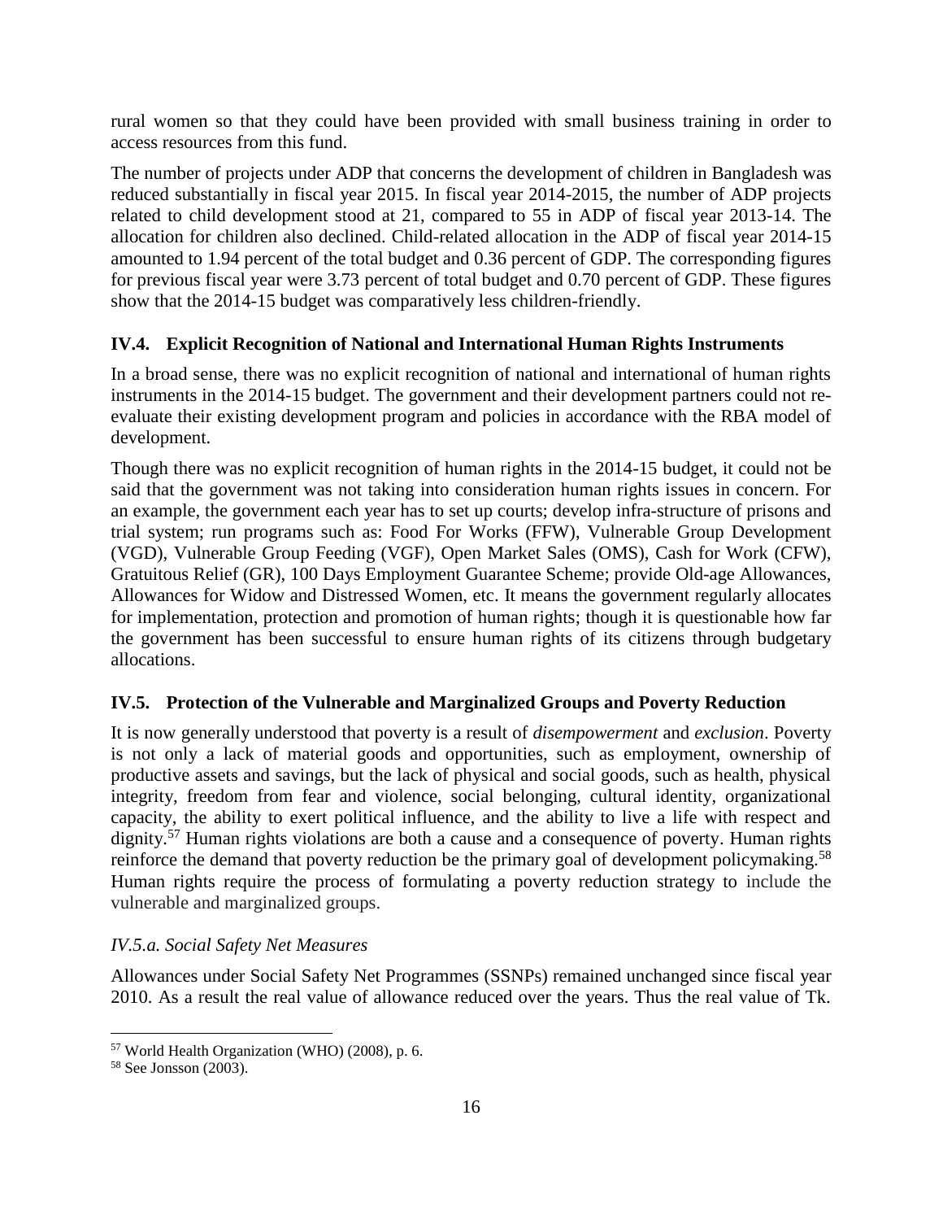rural women so that they could have been provided with small business training in order to access resources from this fund.

The number of projects under ADP that concerns the development of children in Bangladesh was reduced substantially in fiscal year 2015. In fiscal year 2014-2015, the number of ADP projects related to child development stood at 21, compared to 55 in ADP of fiscal year 2013-14. The allocation for children also declined. Child-related allocation in the ADP of fiscal year 2014-15 amounted to 1.94 percent of the total budget and 0.36 percent of GDP. The corresponding figures for previous fiscal year were 3.73 percent of total budget and 0.70 percent of GDP. These figures show that the 2014-15 budget was comparatively less children-friendly.

### IV.4. Explicit Recognition of National and International Human Rights Instruments

In a broad sense, there was no explicit recognition of national and international of human rights instruments in the 2014-15 budget. The government and their development partners could not re-evaluate their existing development program and policies in accordance with the RBA model of development.

Though there was no explicit recognition of human rights in the 2014-15 budget, it could not be said that the government was not taking into consideration human rights issues in concern. For an example, the government each year has to set up courts; develop infra-structure of prisons and trial system; run programs such as: Food For Works (FFW), Vulnerable Group Development (VGD), Vulnerable Group Feeding (VGF), Open Market Sales (OMS), Cash for Work (CFW), Gratuitous Relief (GR), 100 Days Employment Guarantee Scheme; provide Old-age Allowances, Allowances for Widow and Distressed Women, etc. It means the government regularly allocates for implementation, protection and promotion of human rights; though it is questionable how far the government has been successful to ensure human rights of its citizens through budgetary allocations.

### IV.5. Protection of the Vulnerable and Marginalized Groups and Poverty Reduction

It is now generally understood that poverty is a result of *disempowerment* and *exclusion*. Poverty is not only a lack of material goods and opportunities, such as employment, ownership of productive assets and savings, but the lack of physical and social goods, such as health, physical integrity, freedom from fear and violence, social belonging, cultural identity, organizational capacity, the ability to exert political influence, and the ability to live a life with respect and dignity.[57] Human rights violations are both a cause and a consequence of poverty. Human rights reinforce the demand that poverty reduction be the primary goal of development policymaking.[58] Human rights require the process of formulating a poverty reduction strategy to include the vulnerable and marginalized groups.

#### *IV.5.a. Social Safety Net Measures*

Allowances under Social Safety Net Programmes (SSNPs) remained unchanged since fiscal year 2010. As a result the real value of allowance reduced over the years. Thus the real value of Tk.

---

[57] World Health Organization (WHO) (2008), p. 6.

[58] See Jonsson (2003).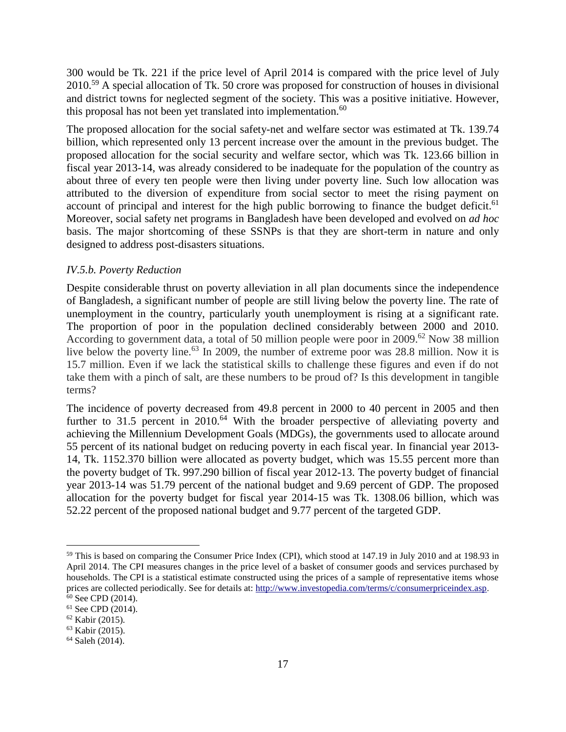300 would be Tk. 221 if the price level of April 2014 is compared with the price level of July 2010.[59] A special allocation of Tk. 50 crore was proposed for construction of houses in divisional and district towns for neglected segment of the society. This was a positive initiative. However, this proposal has not been yet translated into implementation.[60]

The proposed allocation for the social safety-net and welfare sector was estimated at Tk. 139.74 billion, which represented only 13 percent increase over the amount in the previous budget. The proposed allocation for the social security and welfare sector, which was Tk. 123.66 billion in fiscal year 2013-14, was already considered to be inadequate for the population of the country as about three of every ten people were then living under poverty line. Such low allocation was attributed to the diversion of expenditure from social sector to meet the rising payment on account of principal and interest for the high public borrowing to finance the budget deficit.[61] Moreover, social safety net programs in Bangladesh have been developed and evolved on *ad hoc* basis. The major shortcoming of these SSNPs is that they are short-term in nature and only designed to address post-disasters situations.

### *IV.5.b. Poverty Reduction*

Despite considerable thrust on poverty alleviation in all plan documents since the independence of Bangladesh, a significant number of people are still living below the poverty line. The rate of unemployment in the country, particularly youth unemployment is rising at a significant rate. The proportion of poor in the population declined considerably between 2000 and 2010. According to government data, a total of 50 million people were poor in 2009.[62] Now 38 million live below the poverty line.[63] In 2009, the number of extreme poor was 28.8 million. Now it is 15.7 million. Even if we lack the statistical skills to challenge these figures and even if do not take them with a pinch of salt, are these numbers to be proud of? Is this development in tangible terms?

The incidence of poverty decreased from 49.8 percent in 2000 to 40 percent in 2005 and then further to 31.5 percent in 2010.[64] With the broader perspective of alleviating poverty and achieving the Millennium Development Goals (MDGs), the governments used to allocate around 55 percent of its national budget on reducing poverty in each fiscal year. In financial year 2013-14, Tk. 1152.370 billion were allocated as poverty budget, which was 15.55 percent more than the poverty budget of Tk. 997.290 billion of fiscal year 2012-13. The poverty budget of financial year 2013-14 was 51.79 percent of the national budget and 9.69 percent of GDP. The proposed allocation for the poverty budget for fiscal year 2014-15 was Tk. 1308.06 billion, which was 52.22 percent of the proposed national budget and 9.77 percent of the targeted GDP.

---

[59] This is based on comparing the Consumer Price Index (CPI), which stood at 147.19 in July 2010 and at 198.93 in April 2014. The CPI measures changes in the price level of a basket of consumer goods and services purchased by households. The CPI is a statistical estimate constructed using the prices of a sample of representative items whose prices are collected periodically. See for details at: http://www.investopedia.com/terms/c/consumerpriceindex.asp.

[60] See CPD (2014).

[61] See CPD (2014).

[62] Kabir (2015).

[63] Kabir (2015).

[64] Saleh (2014).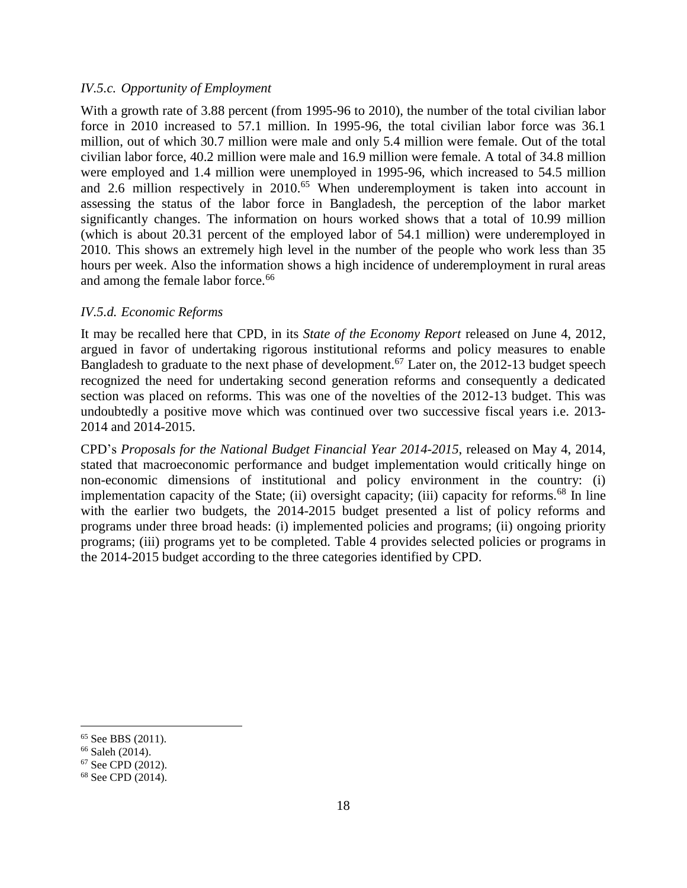### *IV.5.c. Opportunity of Employment*

With a growth rate of 3.88 percent (from 1995-96 to 2010), the number of the total civilian labor force in 2010 increased to 57.1 million. In 1995-96, the total civilian labor force was 36.1 million, out of which 30.7 million were male and only 5.4 million were female. Out of the total civilian labor force, 40.2 million were male and 16.9 million were female. A total of 34.8 million were employed and 1.4 million were unemployed in 1995-96, which increased to 54.5 million and 2.6 million respectively in 2010.[65] When underemployment is taken into account in assessing the status of the labor force in Bangladesh, the perception of the labor market significantly changes. The information on hours worked shows that a total of 10.99 million (which is about 20.31 percent of the employed labor of 54.1 million) were underemployed in 2010. This shows an extremely high level in the number of the people who work less than 35 hours per week. Also the information shows a high incidence of underemployment in rural areas and among the female labor force.[66]

### *IV.5.d. Economic Reforms*

It may be recalled here that CPD, in its *State of the Economy Report* released on June 4, 2012, argued in favor of undertaking rigorous institutional reforms and policy measures to enable Bangladesh to graduate to the next phase of development.[67] Later on, the 2012-13 budget speech recognized the need for undertaking second generation reforms and consequently a dedicated section was placed on reforms. This was one of the novelties of the 2012-13 budget. This was undoubtedly a positive move which was continued over two successive fiscal years i.e. 2013-2014 and 2014-2015.

CPD's *Proposals for the National Budget Financial Year 2014-2015*, released on May 4, 2014, stated that macroeconomic performance and budget implementation would critically hinge on non-economic dimensions of institutional and policy environment in the country: (i) implementation capacity of the State; (ii) oversight capacity; (iii) capacity for reforms.[68] In line with the earlier two budgets, the 2014-2015 budget presented a list of policy reforms and programs under three broad heads: (i) implemented policies and programs; (ii) ongoing priority programs; (iii) programs yet to be completed. Table 4 provides selected policies or programs in the 2014-2015 budget according to the three categories identified by CPD.

---

[65] See BBS (2011).

[66] Saleh (2014).

[67] See CPD (2012).

[68] See CPD (2014).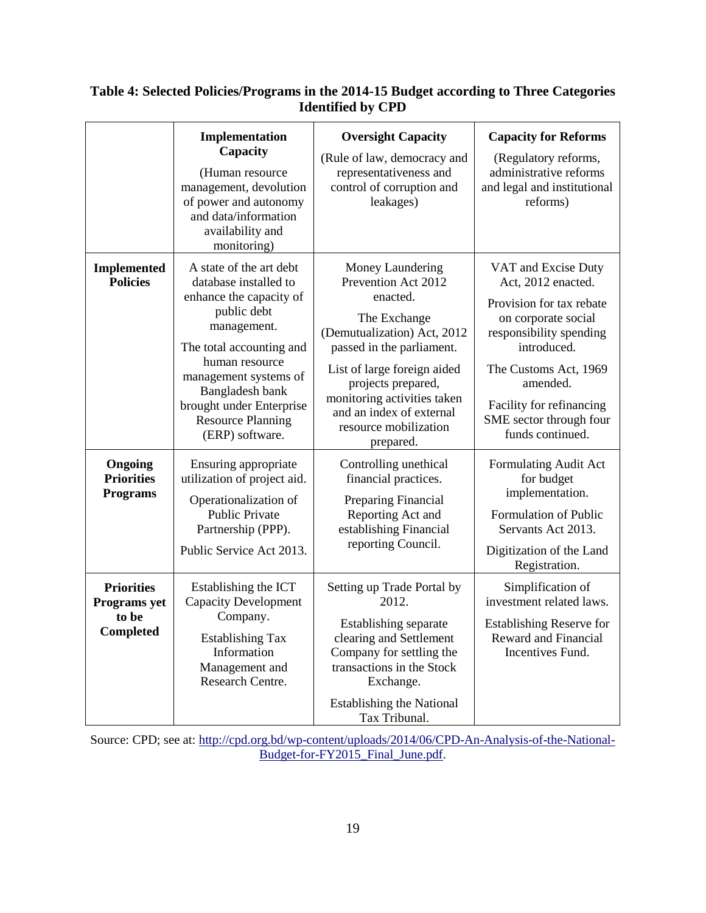**Table 4: Selected Policies/Programs in the 2014-15 Budget according to Three Categories Identified by CPD**

| | **Implementation Capacity** (Human resource management, devolution of power and autonomy and data/information availability and monitoring) | **Oversight Capacity** (Rule of law, democracy and representativeness and control of corruption and leakages) | **Capacity for Reforms** (Regulatory reforms, administrative reforms and legal and institutional reforms) |
|---|---|---|---|
| **Implemented Policies** | A state of the art debt database installed to enhance the capacity of public debt management. The total accounting and human resource management systems of Bangladesh bank brought under Enterprise Resource Planning (ERP) software. | Money Laundering Prevention Act 2012 enacted. The Exchange (Demutualization) Act, 2012 passed in the parliament. List of large foreign aided projects prepared, monitoring activities taken and an index of external resource mobilization prepared. | VAT and Excise Duty Act, 2012 enacted. Provision for tax rebate on corporate social responsibility spending introduced. The Customs Act, 1969 amended. Facility for refinancing SME sector through four funds continued. |
| **Ongoing Priorities Programs** | Ensuring appropriate utilization of project aid. Operationalization of Public Private Partnership (PPP). Public Service Act 2013. | Controlling unethical financial practices. Preparing Financial Reporting Act and establishing Financial reporting Council. | Formulating Audit Act for budget implementation. Formulation of Public Servants Act 2013. Digitization of the Land Registration. |
| **Priorities Programs yet to be Completed** | Establishing the ICT Capacity Development Company. Establishing Tax Information Management and Research Centre. | Setting up Trade Portal by 2012. Establishing separate clearing and Settlement Company for settling the transactions in the Stock Exchange. Establishing the National Tax Tribunal. | Simplification of investment related laws. Establishing Reserve for Reward and Financial Incentives Fund. |

Source: CPD; see at: http://cpd.org.bd/wp-content/uploads/2014/06/CPD-An-Analysis-of-the-National-Budget-for-FY2015_Final_June.pdf.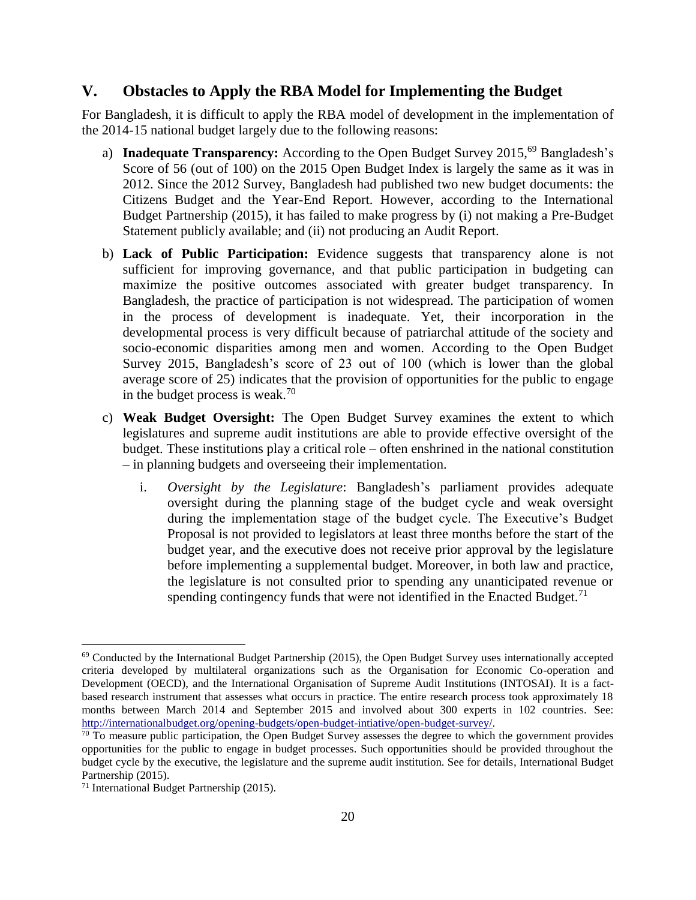## V. Obstacles to Apply the RBA Model for Implementing the Budget

For Bangladesh, it is difficult to apply the RBA model of development in the implementation of the 2014-15 national budget largely due to the following reasons:

a) **Inadequate Transparency:** According to the Open Budget Survey 2015,[69] Bangladesh's Score of 56 (out of 100) on the 2015 Open Budget Index is largely the same as it was in 2012. Since the 2012 Survey, Bangladesh had published two new budget documents: the Citizens Budget and the Year-End Report. However, according to the International Budget Partnership (2015), it has failed to make progress by (i) not making a Pre-Budget Statement publicly available; and (ii) not producing an Audit Report.

b) **Lack of Public Participation:** Evidence suggests that transparency alone is not sufficient for improving governance, and that public participation in budgeting can maximize the positive outcomes associated with greater budget transparency. In Bangladesh, the practice of participation is not widespread. The participation of women in the process of development is inadequate. Yet, their incorporation in the developmental process is very difficult because of patriarchal attitude of the society and socio-economic disparities among men and women. According to the Open Budget Survey 2015, Bangladesh's score of 23 out of 100 (which is lower than the global average score of 25) indicates that the provision of opportunities for the public to engage in the budget process is weak.[70]

c) **Weak Budget Oversight:** The Open Budget Survey examines the extent to which legislatures and supreme audit institutions are able to provide effective oversight of the budget. These institutions play a critical role – often enshrined in the national constitution – in planning budgets and overseeing their implementation.

   i. *Oversight by the Legislature*: Bangladesh's parliament provides adequate oversight during the planning stage of the budget cycle and weak oversight during the implementation stage of the budget cycle. The Executive's Budget Proposal is not provided to legislators at least three months before the start of the budget year, and the executive does not receive prior approval by the legislature before implementing a supplemental budget. Moreover, in both law and practice, the legislature is not consulted prior to spending any unanticipated revenue or spending contingency funds that were not identified in the Enacted Budget.[71]

---

[69] Conducted by the International Budget Partnership (2015), the Open Budget Survey uses internationally accepted criteria developed by multilateral organizations such as the Organisation for Economic Co-operation and Development (OECD), and the International Organisation of Supreme Audit Institutions (INTOSAI). It is a fact-based research instrument that assesses what occurs in practice. The entire research process took approximately 18 months between March 2014 and September 2015 and involved about 300 experts in 102 countries. See: http://internationalbudget.org/opening-budgets/open-budget-intiative/open-budget-survey/.

[70] To measure public participation, the Open Budget Survey assesses the degree to which the government provides opportunities for the public to engage in budget processes. Such opportunities should be provided throughout the budget cycle by the executive, the legislature and the supreme audit institution. See for details, International Budget Partnership (2015).

[71] International Budget Partnership (2015).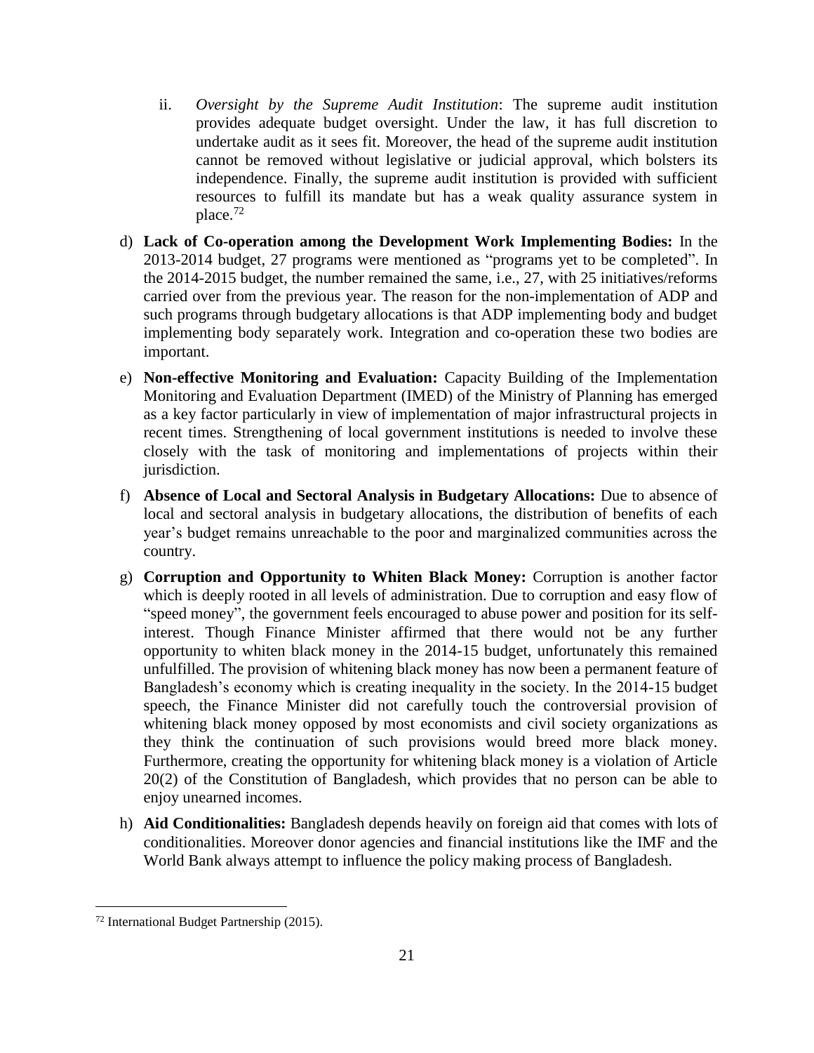ii. *Oversight by the Supreme Audit Institution*: The supreme audit institution provides adequate budget oversight. Under the law, it has full discretion to undertake audit as it sees fit. Moreover, the head of the supreme audit institution cannot be removed without legislative or judicial approval, which bolsters its independence. Finally, the supreme audit institution is provided with sufficient resources to fulfill its mandate but has a weak quality assurance system in place.[72]

d) **Lack of Co-operation among the Development Work Implementing Bodies:** In the 2013-2014 budget, 27 programs were mentioned as "programs yet to be completed". In the 2014-2015 budget, the number remained the same, i.e., 27, with 25 initiatives/reforms carried over from the previous year. The reason for the non-implementation of ADP and such programs through budgetary allocations is that ADP implementing body and budget implementing body separately work. Integration and co-operation these two bodies are important.

e) **Non-effective Monitoring and Evaluation:** Capacity Building of the Implementation Monitoring and Evaluation Department (IMED) of the Ministry of Planning has emerged as a key factor particularly in view of implementation of major infrastructural projects in recent times. Strengthening of local government institutions is needed to involve these closely with the task of monitoring and implementations of projects within their jurisdiction.

f) **Absence of Local and Sectoral Analysis in Budgetary Allocations:** Due to absence of local and sectoral analysis in budgetary allocations, the distribution of benefits of each year's budget remains unreachable to the poor and marginalized communities across the country.

g) **Corruption and Opportunity to Whiten Black Money:** Corruption is another factor which is deeply rooted in all levels of administration. Due to corruption and easy flow of "speed money", the government feels encouraged to abuse power and position for its self-interest. Though Finance Minister affirmed that there would not be any further opportunity to whiten black money in the 2014-15 budget, unfortunately this remained unfulfilled. The provision of whitening black money has now been a permanent feature of Bangladesh's economy which is creating inequality in the society. In the 2014-15 budget speech, the Finance Minister did not carefully touch the controversial provision of whitening black money opposed by most economists and civil society organizations as they think the continuation of such provisions would breed more black money. Furthermore, creating the opportunity for whitening black money is a violation of Article 20(2) of the Constitution of Bangladesh, which provides that no person can be able to enjoy unearned incomes.

h) **Aid Conditionalities:** Bangladesh depends heavily on foreign aid that comes with lots of conditionalities. Moreover donor agencies and financial institutions like the IMF and the World Bank always attempt to influence the policy making process of Bangladesh.

---

[72] International Budget Partnership (2015).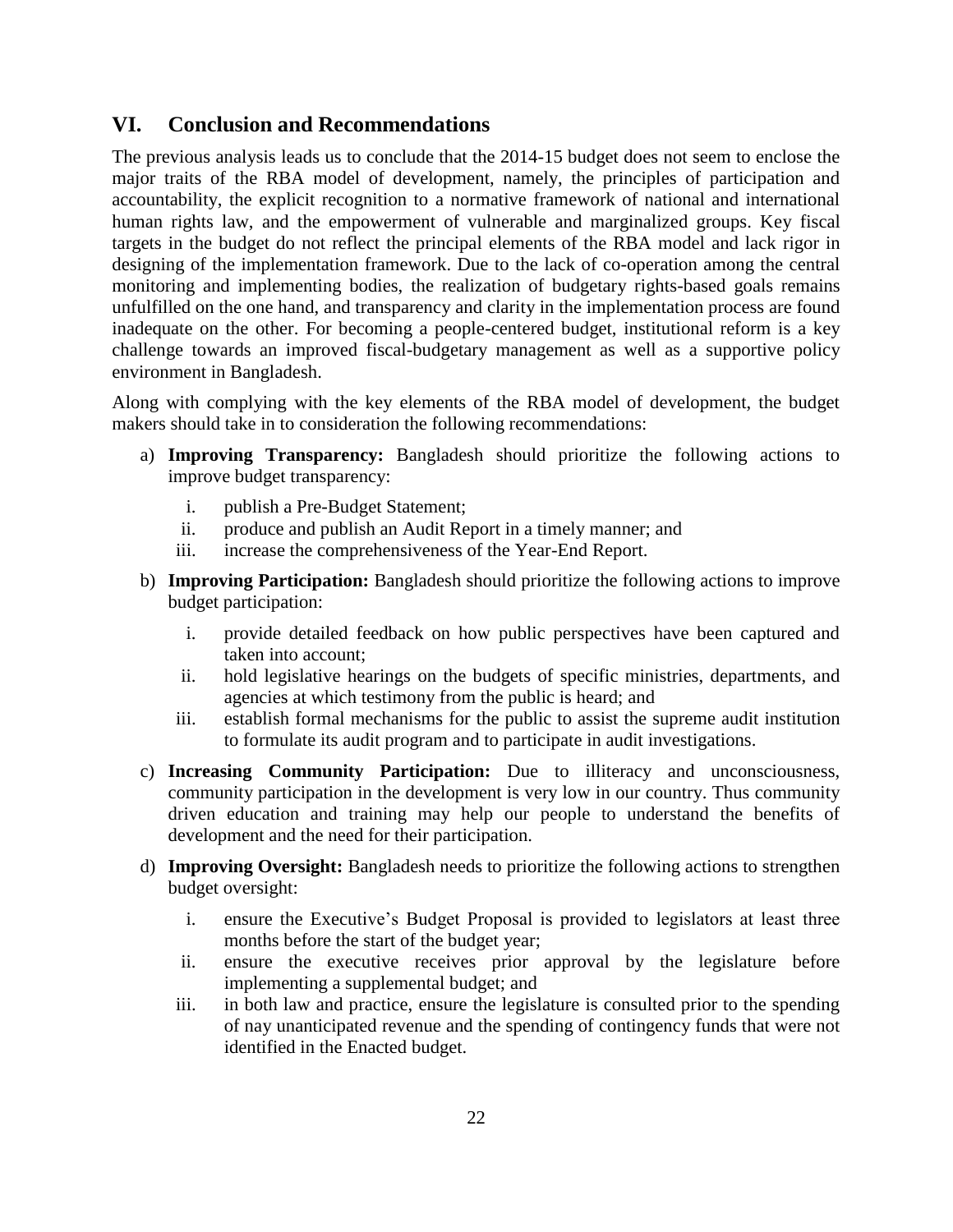## VI. Conclusion and Recommendations

The previous analysis leads us to conclude that the 2014-15 budget does not seem to enclose the major traits of the RBA model of development, namely, the principles of participation and accountability, the explicit recognition to a normative framework of national and international human rights law, and the empowerment of vulnerable and marginalized groups. Key fiscal targets in the budget do not reflect the principal elements of the RBA model and lack rigor in designing of the implementation framework. Due to the lack of co-operation among the central monitoring and implementing bodies, the realization of budgetary rights-based goals remains unfulfilled on the one hand, and transparency and clarity in the implementation process are found inadequate on the other. For becoming a people-centered budget, institutional reform is a key challenge towards an improved fiscal-budgetary management as well as a supportive policy environment in Bangladesh.

Along with complying with the key elements of the RBA model of development, the budget makers should take in to consideration the following recommendations:

a) **Improving Transparency:** Bangladesh should prioritize the following actions to improve budget transparency:

   i. publish a Pre-Budget Statement;
   ii. produce and publish an Audit Report in a timely manner; and
   iii. increase the comprehensiveness of the Year-End Report.

b) **Improving Participation:** Bangladesh should prioritize the following actions to improve budget participation:

   i. provide detailed feedback on how public perspectives have been captured and taken into account;
   ii. hold legislative hearings on the budgets of specific ministries, departments, and agencies at which testimony from the public is heard; and
   iii. establish formal mechanisms for the public to assist the supreme audit institution to formulate its audit program and to participate in audit investigations.

c) **Increasing Community Participation:** Due to illiteracy and unconsciousness, community participation in the development is very low in our country. Thus community driven education and training may help our people to understand the benefits of development and the need for their participation.

d) **Improving Oversight:** Bangladesh needs to prioritize the following actions to strengthen budget oversight:

   i. ensure the Executive's Budget Proposal is provided to legislators at least three months before the start of the budget year;
   ii. ensure the executive receives prior approval by the legislature before implementing a supplemental budget; and
   iii. in both law and practice, ensure the legislature is consulted prior to the spending of nay unanticipated revenue and the spending of contingency funds that were not identified in the Enacted budget.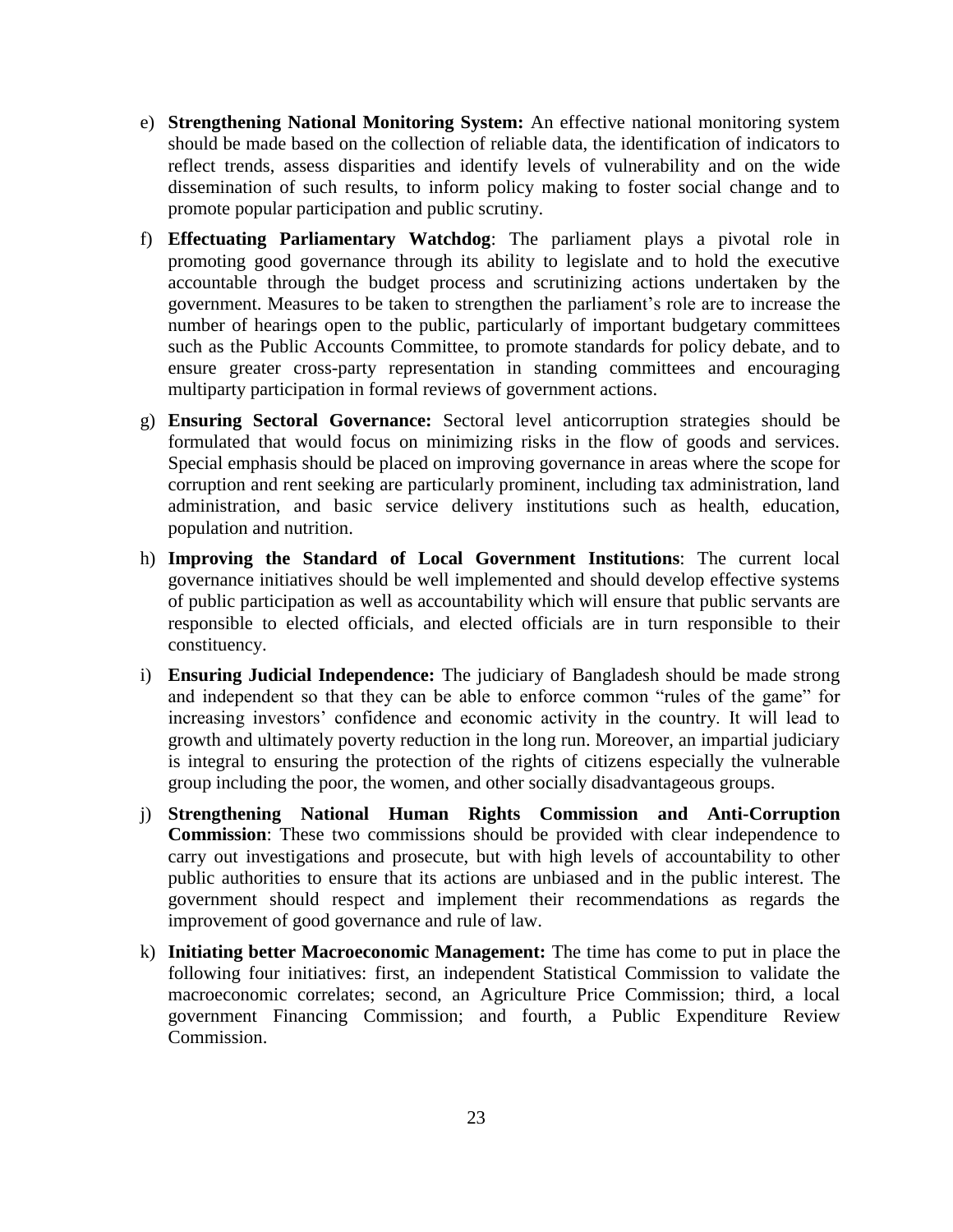e) **Strengthening National Monitoring System:** An effective national monitoring system should be made based on the collection of reliable data, the identification of indicators to reflect trends, assess disparities and identify levels of vulnerability and on the wide dissemination of such results, to inform policy making to foster social change and to promote popular participation and public scrutiny.

f) **Effectuating Parliamentary Watchdog**: The parliament plays a pivotal role in promoting good governance through its ability to legislate and to hold the executive accountable through the budget process and scrutinizing actions undertaken by the government. Measures to be taken to strengthen the parliament's role are to increase the number of hearings open to the public, particularly of important budgetary committees such as the Public Accounts Committee, to promote standards for policy debate, and to ensure greater cross-party representation in standing committees and encouraging multiparty participation in formal reviews of government actions.

g) **Ensuring Sectoral Governance:** Sectoral level anticorruption strategies should be formulated that would focus on minimizing risks in the flow of goods and services. Special emphasis should be placed on improving governance in areas where the scope for corruption and rent seeking are particularly prominent, including tax administration, land administration, and basic service delivery institutions such as health, education, population and nutrition.

h) **Improving the Standard of Local Government Institutions**: The current local governance initiatives should be well implemented and should develop effective systems of public participation as well as accountability which will ensure that public servants are responsible to elected officials, and elected officials are in turn responsible to their constituency.

i) **Ensuring Judicial Independence:** The judiciary of Bangladesh should be made strong and independent so that they can be able to enforce common "rules of the game" for increasing investors' confidence and economic activity in the country. It will lead to growth and ultimately poverty reduction in the long run. Moreover, an impartial judiciary is integral to ensuring the protection of the rights of citizens especially the vulnerable group including the poor, the women, and other socially disadvantageous groups.

j) **Strengthening National Human Rights Commission and Anti-Corruption Commission**: These two commissions should be provided with clear independence to carry out investigations and prosecute, but with high levels of accountability to other public authorities to ensure that its actions are unbiased and in the public interest. The government should respect and implement their recommendations as regards the improvement of good governance and rule of law.

k) **Initiating better Macroeconomic Management:** The time has come to put in place the following four initiatives: first, an independent Statistical Commission to validate the macroeconomic correlates; second, an Agriculture Price Commission; third, a local government Financing Commission; and fourth, a Public Expenditure Review Commission.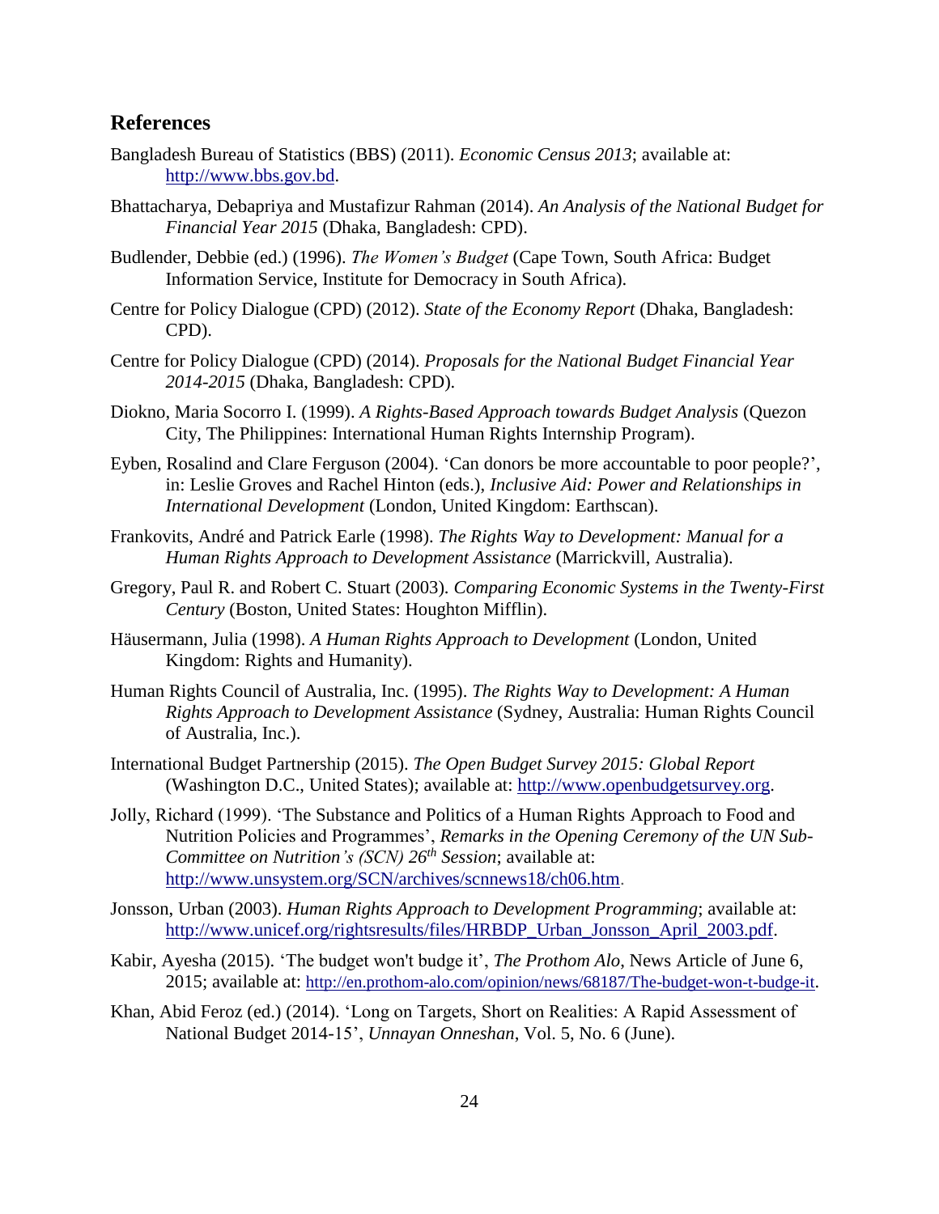## References

Bangladesh Bureau of Statistics (BBS) (2011). *Economic Census 2013*; available at: http://www.bbs.gov.bd.

Bhattacharya, Debapriya and Mustafizur Rahman (2014). *An Analysis of the National Budget for Financial Year 2015* (Dhaka, Bangladesh: CPD).

Budlender, Debbie (ed.) (1996). *The Women's Budget* (Cape Town, South Africa: Budget Information Service, Institute for Democracy in South Africa).

Centre for Policy Dialogue (CPD) (2012). *State of the Economy Report* (Dhaka, Bangladesh: CPD).

Centre for Policy Dialogue (CPD) (2014). *Proposals for the National Budget Financial Year 2014-2015* (Dhaka, Bangladesh: CPD).

Diokno, Maria Socorro I. (1999). *A Rights-Based Approach towards Budget Analysis* (Quezon City, The Philippines: International Human Rights Internship Program).

Eyben, Rosalind and Clare Ferguson (2004). 'Can donors be more accountable to poor people?', in: Leslie Groves and Rachel Hinton (eds.), *Inclusive Aid: Power and Relationships in International Development* (London, United Kingdom: Earthscan).

Frankovits, André and Patrick Earle (1998). *The Rights Way to Development: Manual for a Human Rights Approach to Development Assistance* (Marrickvill, Australia).

Gregory, Paul R. and Robert C. Stuart (2003). *Comparing Economic Systems in the Twenty-First Century* (Boston, United States: Houghton Mifflin).

Häusermann, Julia (1998). *A Human Rights Approach to Development* (London, United Kingdom: Rights and Humanity).

Human Rights Council of Australia, Inc. (1995). *The Rights Way to Development: A Human Rights Approach to Development Assistance* (Sydney, Australia: Human Rights Council of Australia, Inc.).

International Budget Partnership (2015). *The Open Budget Survey 2015: Global Report* (Washington D.C., United States); available at: http://www.openbudgetsurvey.org.

Jolly, Richard (1999). 'The Substance and Politics of a Human Rights Approach to Food and Nutrition Policies and Programmes', *Remarks in the Opening Ceremony of the UN Sub-Committee on Nutrition's (SCN) 26th Session*; available at: http://www.unsystem.org/SCN/archives/scnnews18/ch06.htm.

Jonsson, Urban (2003). *Human Rights Approach to Development Programming*; available at: http://www.unicef.org/rightsresults/files/HRBDP_Urban_Jonsson_April_2003.pdf.

Kabir, Ayesha (2015). 'The budget won't budge it', *The Prothom Alo*, News Article of June 6, 2015; available at: http://en.prothom-alo.com/opinion/news/68187/The-budget-won-t-budge-it.

Khan, Abid Feroz (ed.) (2014). 'Long on Targets, Short on Realities: A Rapid Assessment of National Budget 2014-15', *Unnayan Onneshan*, Vol. 5, No. 6 (June).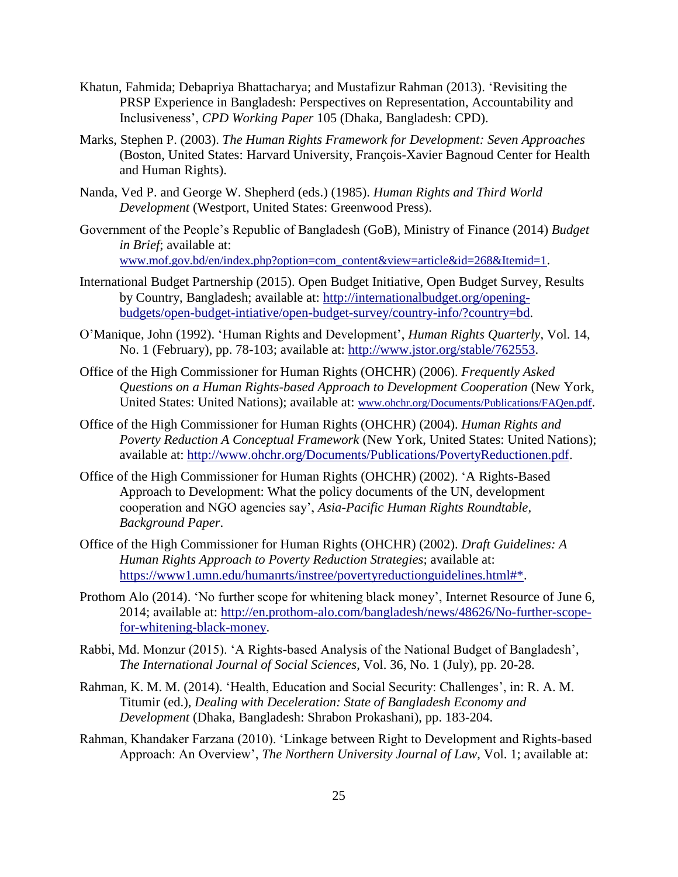Khatun, Fahmida; Debapriya Bhattacharya; and Mustafizur Rahman (2013). 'Revisiting the PRSP Experience in Bangladesh: Perspectives on Representation, Accountability and Inclusiveness', *CPD Working Paper* 105 (Dhaka, Bangladesh: CPD).

Marks, Stephen P. (2003). *The Human Rights Framework for Development: Seven Approaches* (Boston, United States: Harvard University, François-Xavier Bagnoud Center for Health and Human Rights).

Nanda, Ved P. and George W. Shepherd (eds.) (1985). *Human Rights and Third World Development* (Westport, United States: Greenwood Press).

Government of the People's Republic of Bangladesh (GoB), Ministry of Finance (2014) *Budget in Brief*; available at: www.mof.gov.bd/en/index.php?option=com_content&view=article&id=268&Itemid=1.

International Budget Partnership (2015). Open Budget Initiative, Open Budget Survey, Results by Country, Bangladesh; available at: http://internationalbudget.org/opening-budgets/open-budget-intiative/open-budget-survey/country-info/?country=bd.

O'Manique, John (1992). 'Human Rights and Development', *Human Rights Quarterly*, Vol. 14, No. 1 (February), pp. 78-103; available at: http://www.jstor.org/stable/762553.

Office of the High Commissioner for Human Rights (OHCHR) (2006). *Frequently Asked Questions on a Human Rights-based Approach to Development Cooperation* (New York, United States: United Nations); available at: www.ohchr.org/Documents/Publications/FAQen.pdf.

Office of the High Commissioner for Human Rights (OHCHR) (2004). *Human Rights and Poverty Reduction A Conceptual Framework* (New York, United States: United Nations); available at: http://www.ohchr.org/Documents/Publications/PovertyReductionen.pdf.

Office of the High Commissioner for Human Rights (OHCHR) (2002). 'A Rights-Based Approach to Development: What the policy documents of the UN, development cooperation and NGO agencies say', *Asia-Pacific Human Rights Roundtable, Background Paper*.

Office of the High Commissioner for Human Rights (OHCHR) (2002). *Draft Guidelines: A Human Rights Approach to Poverty Reduction Strategies*; available at: https://www1.umn.edu/humanrts/instree/povertyreductionguidelines.html#*.

Prothom Alo (2014). 'No further scope for whitening black money', Internet Resource of June 6, 2014; available at: http://en.prothom-alo.com/bangladesh/news/48626/No-further-scope-for-whitening-black-money.

Rabbi, Md. Monzur (2015). 'A Rights-based Analysis of the National Budget of Bangladesh', *The International Journal of Social Sciences*, Vol. 36, No. 1 (July), pp. 20-28.

Rahman, K. M. M. (2014). 'Health, Education and Social Security: Challenges', in: R. A. M. Titumir (ed.), *Dealing with Deceleration: State of Bangladesh Economy and Development* (Dhaka, Bangladesh: Shrabon Prokashani), pp. 183-204.

Rahman, Khandaker Farzana (2010). 'Linkage between Right to Development and Rights-based Approach: An Overview', *The Northern University Journal of Law*, Vol. 1; available at: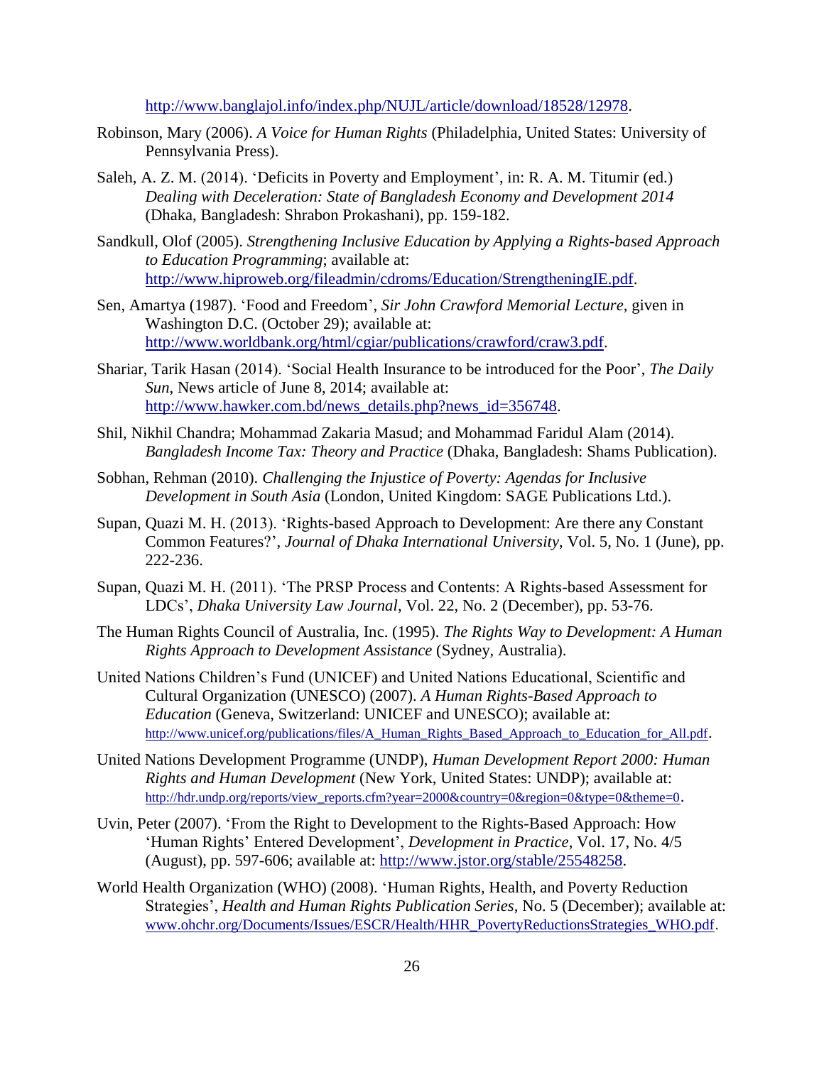http://www.banglajol.info/index.php/NUJL/article/download/18528/12978.

Robinson, Mary (2006). *A Voice for Human Rights* (Philadelphia, United States: University of Pennsylvania Press).

Saleh, A. Z. M. (2014). 'Deficits in Poverty and Employment', in: R. A. M. Titumir (ed.) *Dealing with Deceleration: State of Bangladesh Economy and Development 2014* (Dhaka, Bangladesh: Shrabon Prokashani), pp. 159-182.

Sandkull, Olof (2005). *Strengthening Inclusive Education by Applying a Rights-based Approach to Education Programming*; available at: http://www.hiproweb.org/fileadmin/cdroms/Education/StrengtheningIE.pdf.

Sen, Amartya (1987). 'Food and Freedom', *Sir John Crawford Memorial Lecture*, given in Washington D.C. (October 29); available at: http://www.worldbank.org/html/cgiar/publications/crawford/craw3.pdf.

Shariar, Tarik Hasan (2014). 'Social Health Insurance to be introduced for the Poor', *The Daily Sun*, News article of June 8, 2014; available at: http://www.hawker.com.bd/news_details.php?news_id=356748.

Shil, Nikhil Chandra; Mohammad Zakaria Masud; and Mohammad Faridul Alam (2014). *Bangladesh Income Tax: Theory and Practice* (Dhaka, Bangladesh: Shams Publication).

Sobhan, Rehman (2010). *Challenging the Injustice of Poverty: Agendas for Inclusive Development in South Asia* (London, United Kingdom: SAGE Publications Ltd.).

Supan, Quazi M. H. (2013). 'Rights-based Approach to Development: Are there any Constant Common Features?', *Journal of Dhaka International University*, Vol. 5, No. 1 (June), pp. 222-236.

Supan, Quazi M. H. (2011). 'The PRSP Process and Contents: A Rights-based Assessment for LDCs', *Dhaka University Law Journal*, Vol. 22, No. 2 (December), pp. 53-76.

The Human Rights Council of Australia, Inc. (1995). *The Rights Way to Development: A Human Rights Approach to Development Assistance* (Sydney, Australia).

United Nations Children's Fund (UNICEF) and United Nations Educational, Scientific and Cultural Organization (UNESCO) (2007). *A Human Rights-Based Approach to Education* (Geneva, Switzerland: UNICEF and UNESCO); available at: http://www.unicef.org/publications/files/A_Human_Rights_Based_Approach_to_Education_for_All.pdf.

United Nations Development Programme (UNDP), *Human Development Report 2000: Human Rights and Human Development* (New York, United States: UNDP); available at: http://hdr.undp.org/reports/view_reports.cfm?year=2000&country=0&region=0&type=0&theme=0.

Uvin, Peter (2007). 'From the Right to Development to the Rights-Based Approach: How 'Human Rights' Entered Development', *Development in Practice*, Vol. 17, No. 4/5 (August), pp. 597-606; available at: http://www.jstor.org/stable/25548258.

World Health Organization (WHO) (2008). 'Human Rights, Health, and Poverty Reduction Strategies', *Health and Human Rights Publication Series*, No. 5 (December); available at: www.ohchr.org/Documents/Issues/ESCR/Health/HHR_PovertyReductionsStrategies_WHO.pdf.